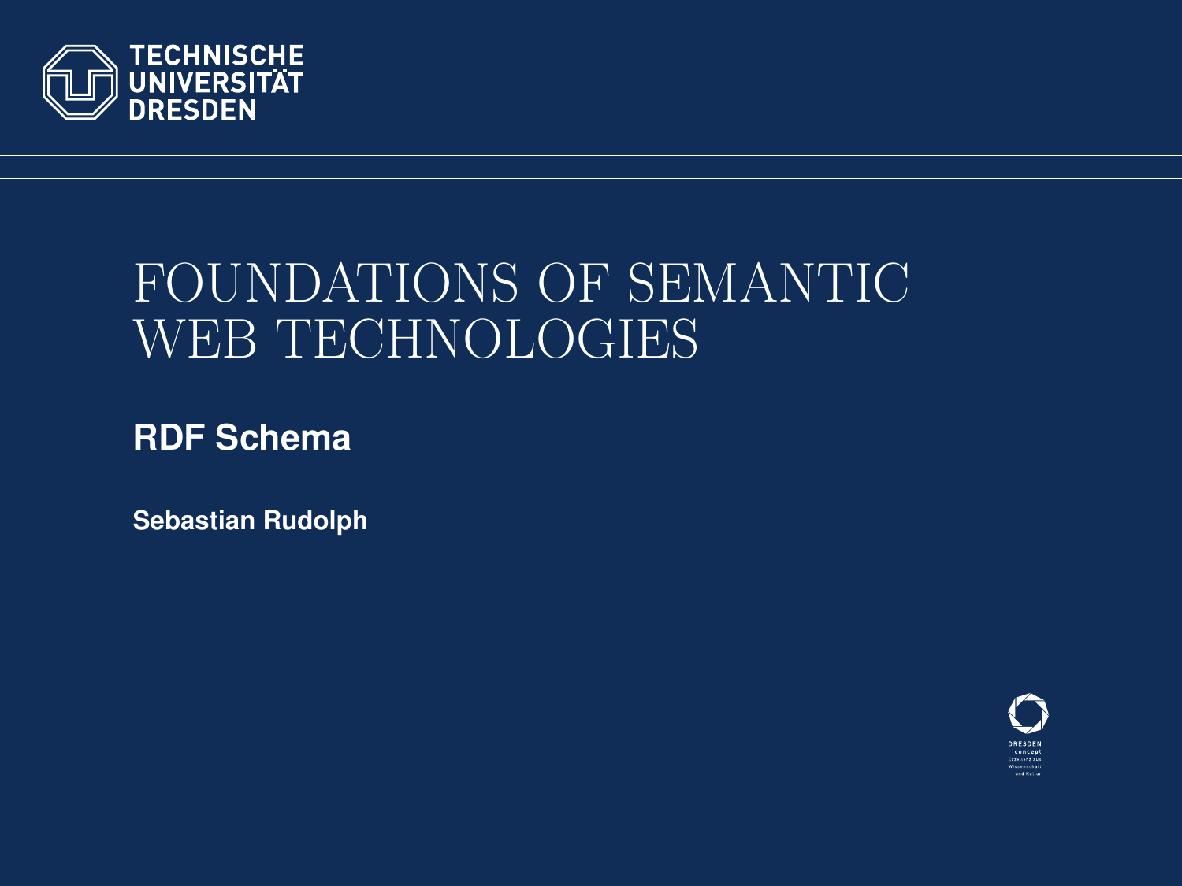TECHNISCHE UNIVERSITÄT DRESDEN

# FOUNDATIONS OF SEMANTIC WEB TECHNOLOGIES

## RDF Schema

**Sebastian Rudolph**

DRESDEN concept
Exzellenz aus Wissenschaft und Kultur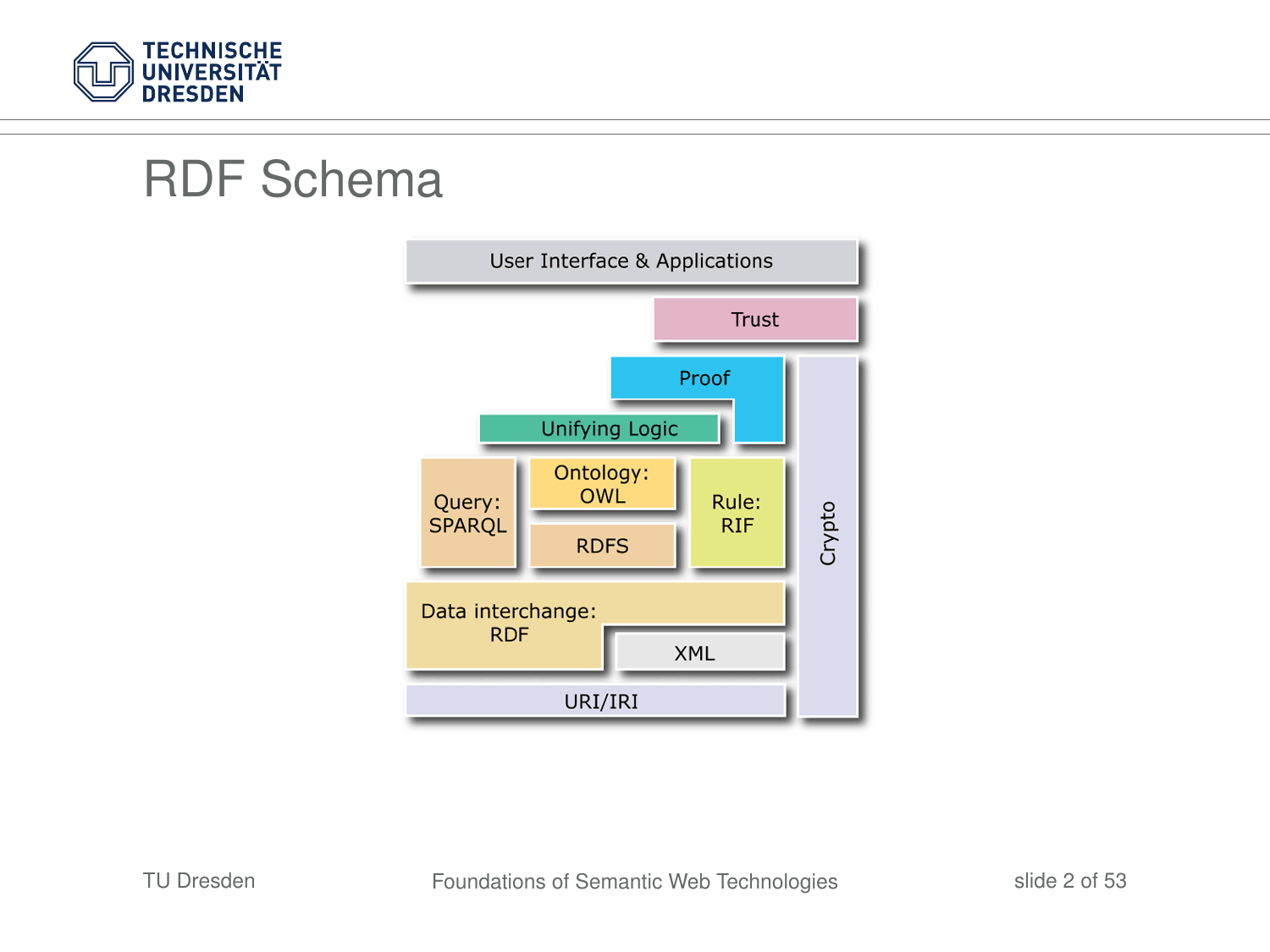# RDF Schema

User Interface & Applications

Trust

Proof

Unifying Logic

Query: SPARQL

Ontology: OWL

RDFS

Rule: RIF

Crypto

Data interchange: RDF

XML

URI/IRI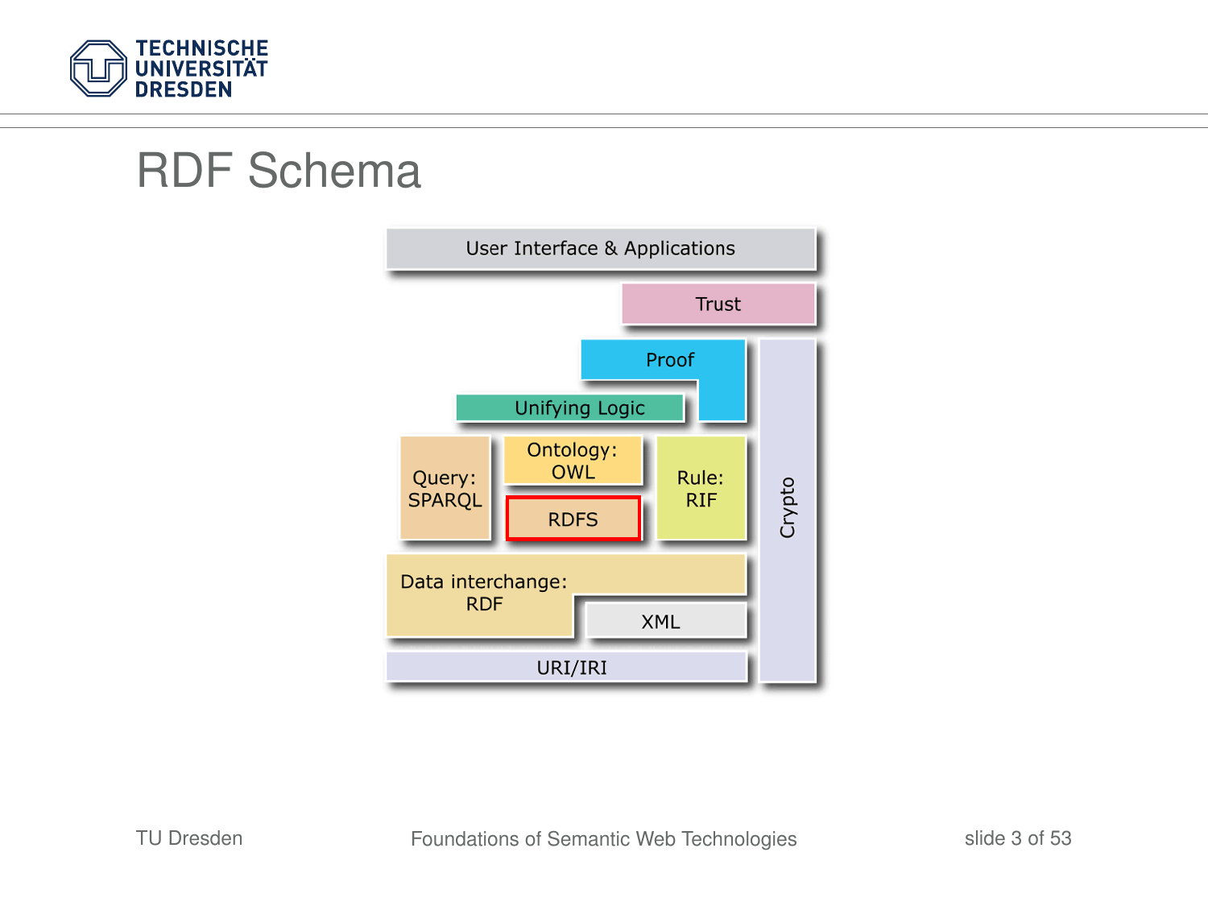# RDF Schema

User Interface & Applications

Trust

Proof

Unifying Logic

Query: SPARQL

Ontology: OWL

RDFS

Rule: RIF

Crypto

Data interchange: RDF

XML

URI/IRI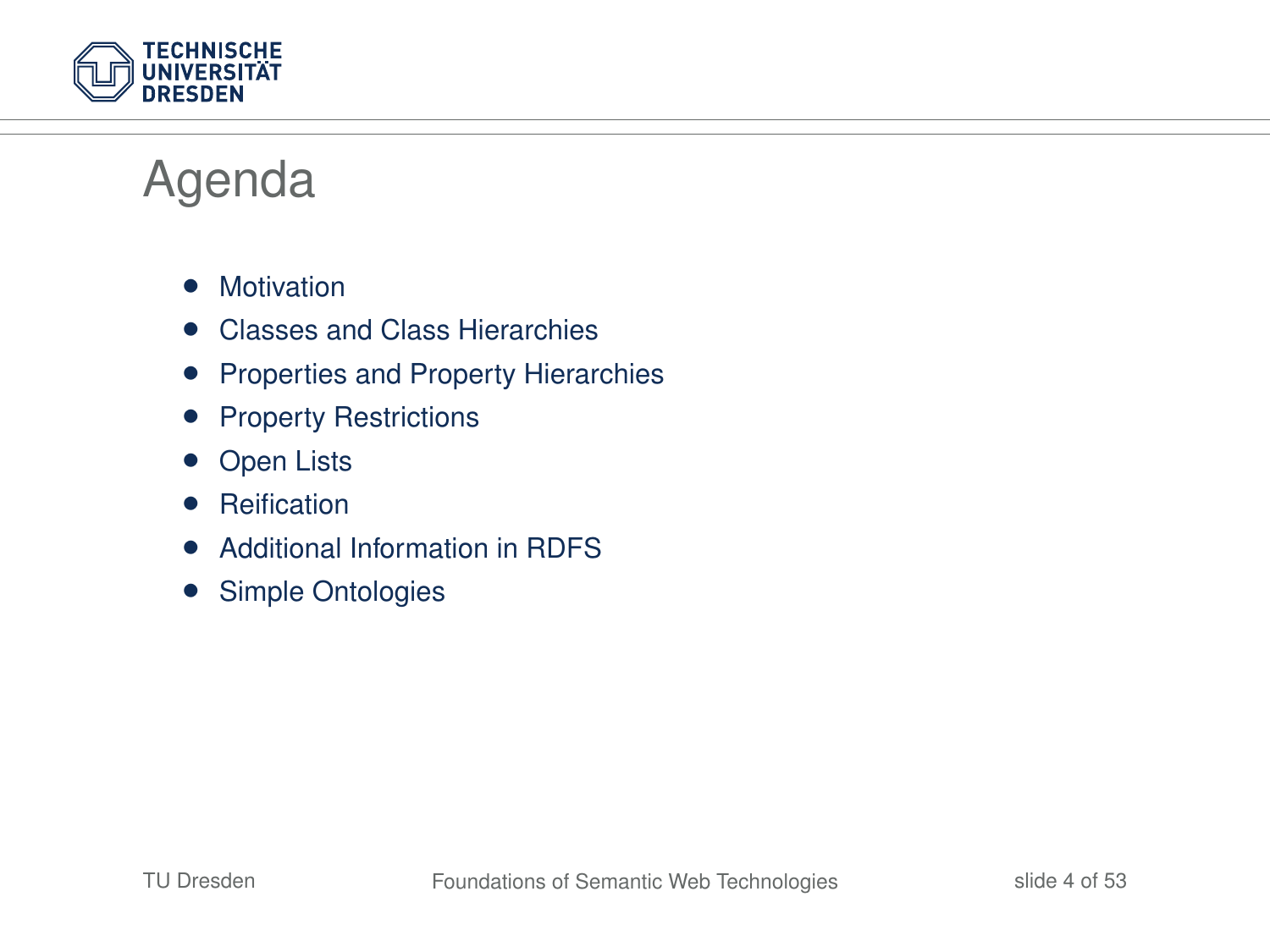# Agenda

- Motivation
- Classes and Class Hierarchies
- Properties and Property Hierarchies
- Property Restrictions
- Open Lists
- Reification
- Additional Information in RDFS
- Simple Ontologies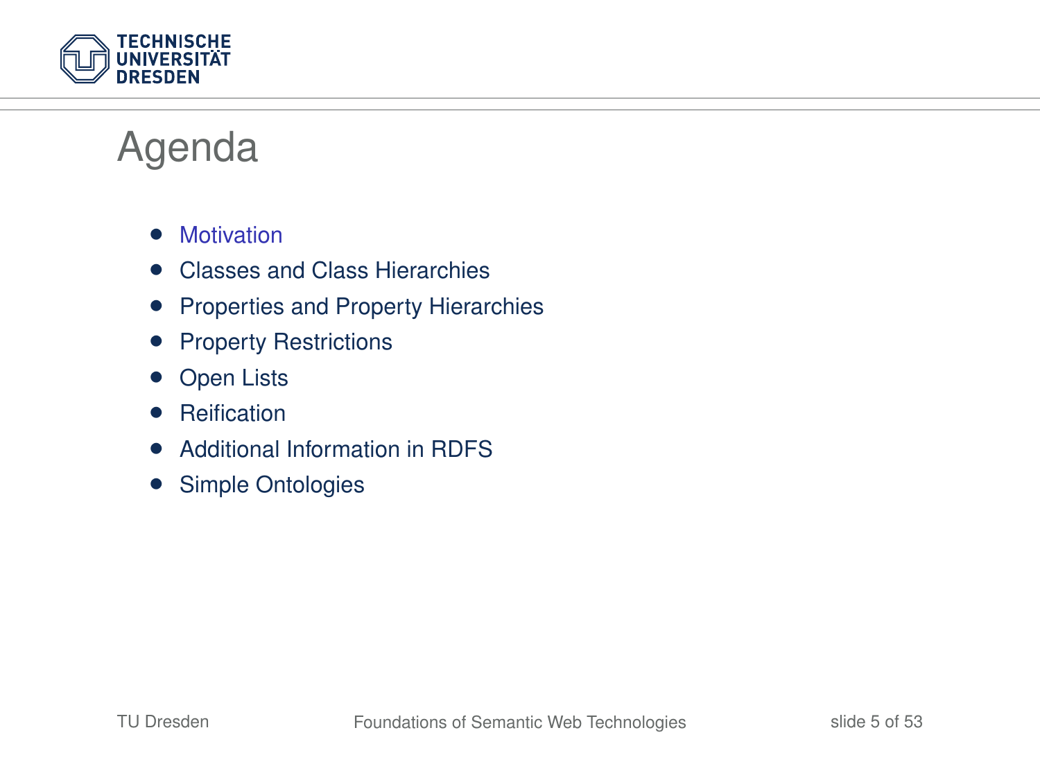# Agenda

- Motivation
- Classes and Class Hierarchies
- Properties and Property Hierarchies
- Property Restrictions
- Open Lists
- Reification
- Additional Information in RDFS
- Simple Ontologies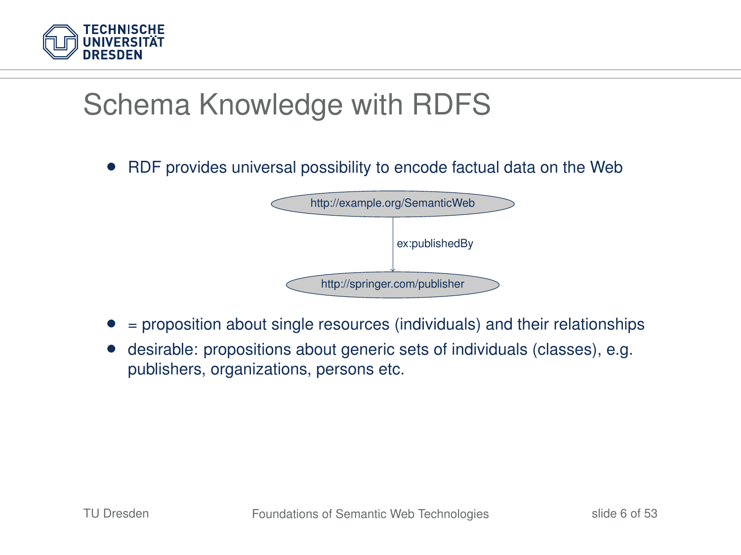# Schema Knowledge with RDFS

- RDF provides universal possibility to encode factual data on the Web

http://example.org/SemanticWeb

ex:publishedBy

http://springer.com/publisher

- = proposition about single resources (individuals) and their relationships
- desirable: propositions about generic sets of individuals (classes), e.g. publishers, organizations, persons etc.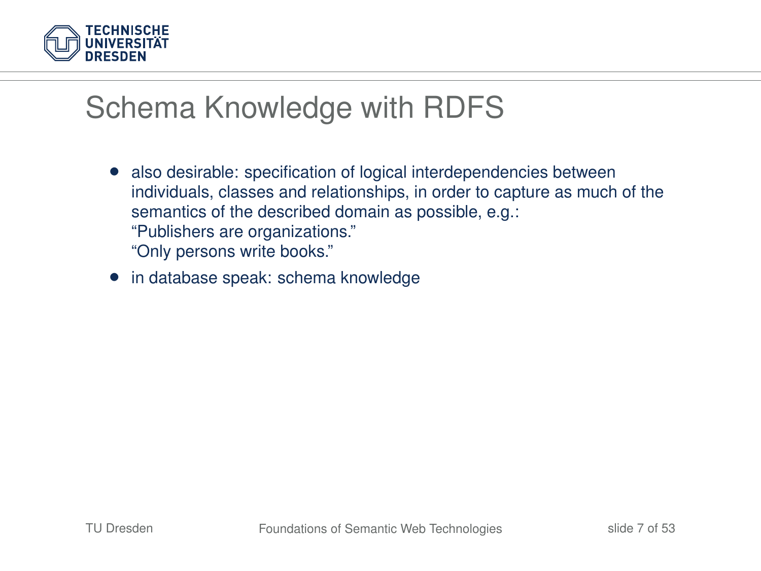# Schema Knowledge with RDFS

- also desirable: specification of logical interdependencies between individuals, classes and relationships, in order to capture as much of the semantics of the described domain as possible, e.g.:
  "Publishers are organizations."
  "Only persons write books."
- in database speak: schema knowledge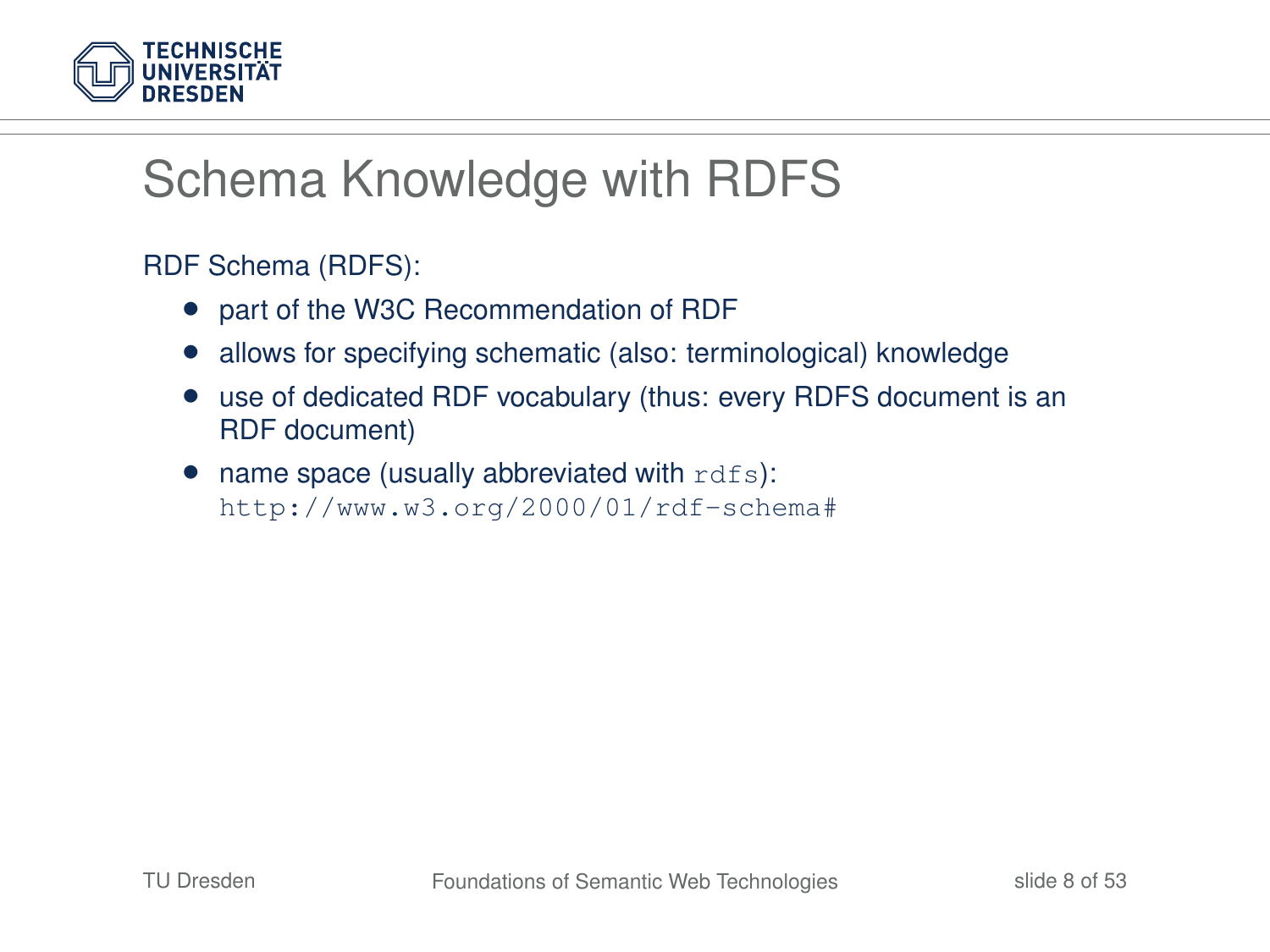# Schema Knowledge with RDFS

RDF Schema (RDFS):

- part of the W3C Recommendation of RDF
- allows for specifying schematic (also: terminological) knowledge
- use of dedicated RDF vocabulary (thus: every RDFS document is an RDF document)
- name space (usually abbreviated with `rdfs`):
  `http://www.w3.org/2000/01/rdf-schema#`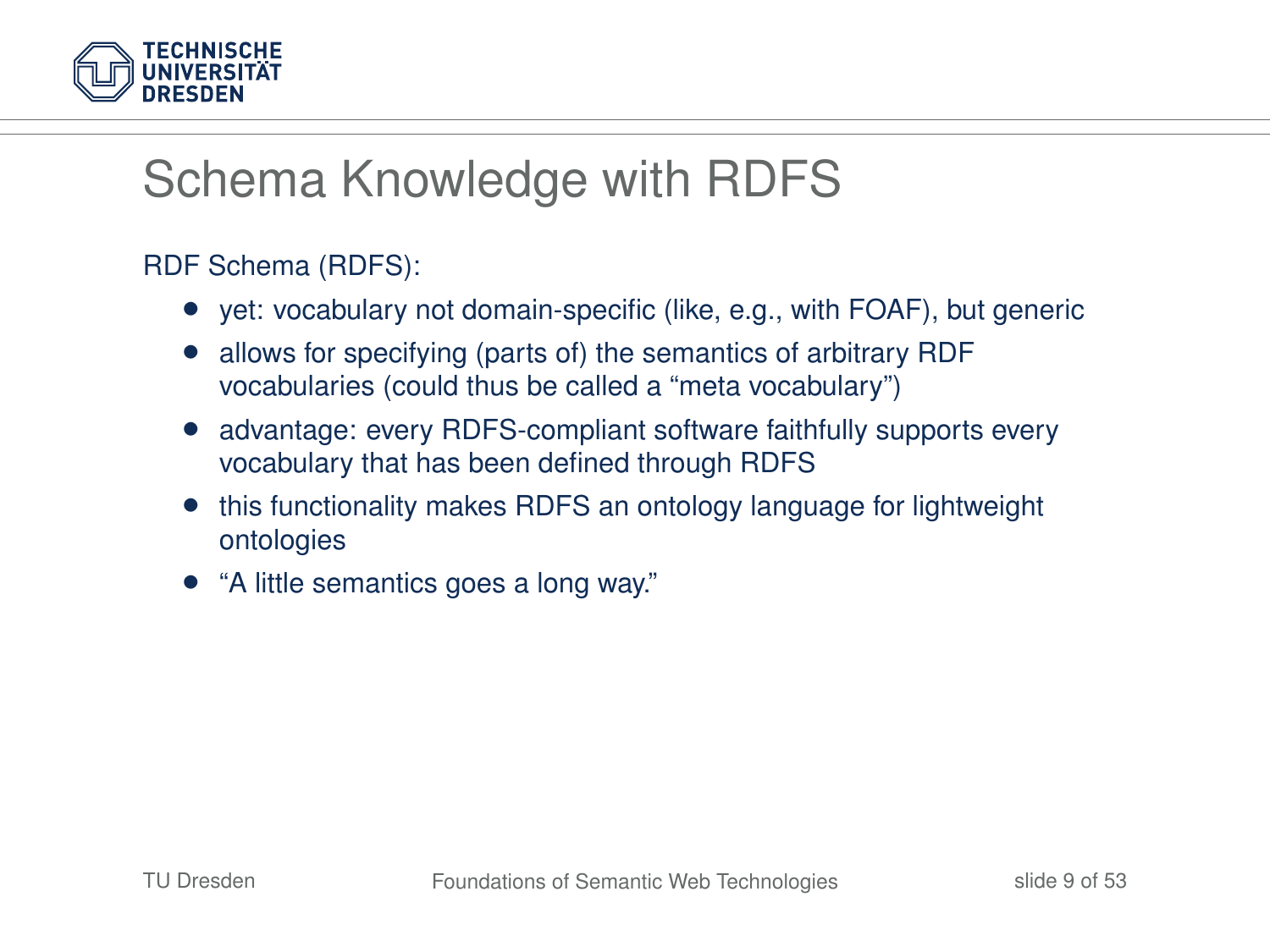# Schema Knowledge with RDFS

RDF Schema (RDFS):

- yet: vocabulary not domain-specific (like, e.g., with FOAF), but generic
- allows for specifying (parts of) the semantics of arbitrary RDF vocabularies (could thus be called a "meta vocabulary")
- advantage: every RDFS-compliant software faithfully supports every vocabulary that has been defined through RDFS
- this functionality makes RDFS an ontology language for lightweight ontologies
- "A little semantics goes a long way."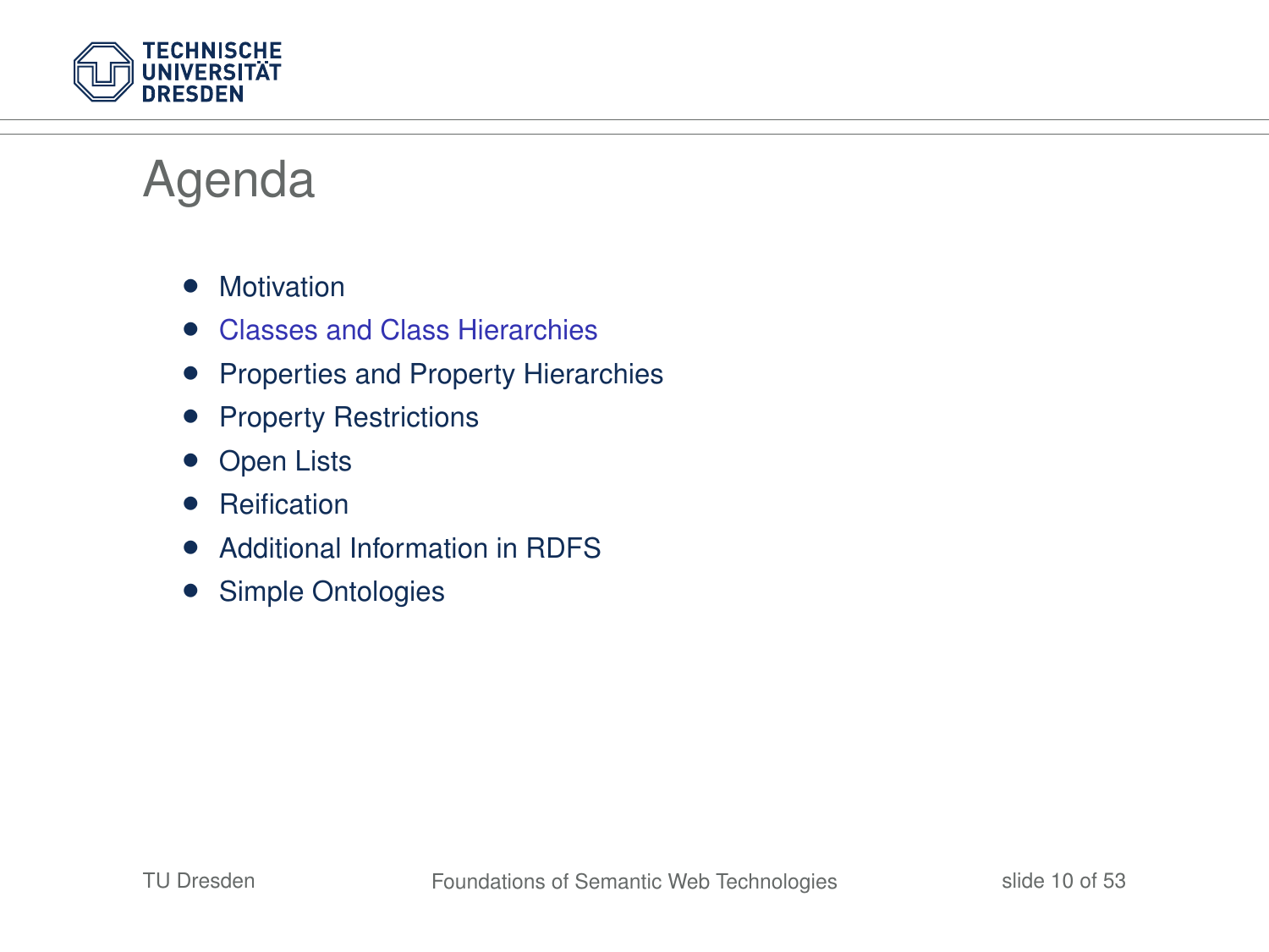# Agenda

- Motivation
- Classes and Class Hierarchies
- Properties and Property Hierarchies
- Property Restrictions
- Open Lists
- Reification
- Additional Information in RDFS
- Simple Ontologies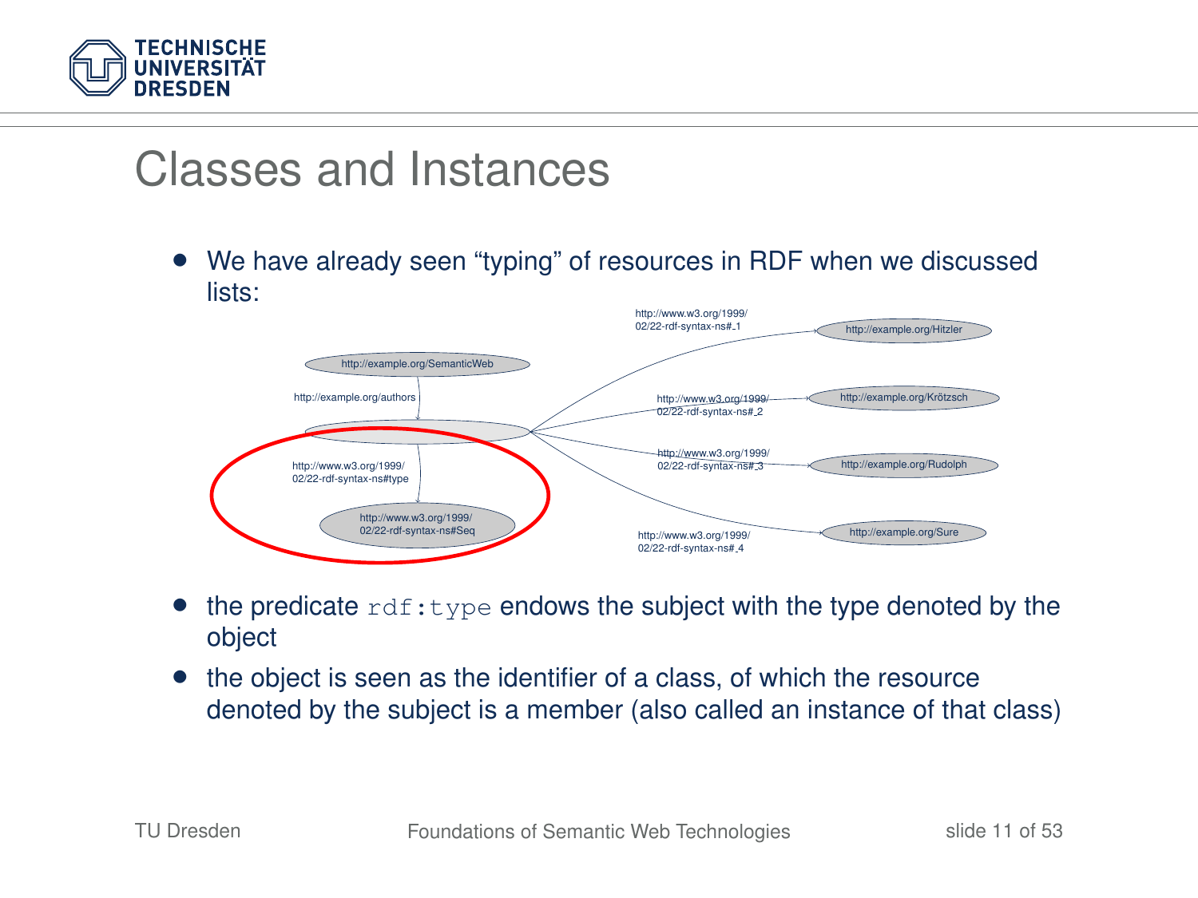# Classes and Instances

- We have already seen "typing" of resources in RDF when we discussed lists:

- the predicate `rdf:type` endows the subject with the type denoted by the object
- the object is seen as the identifier of a class, of which the resource denoted by the subject is a member (also called an instance of that class)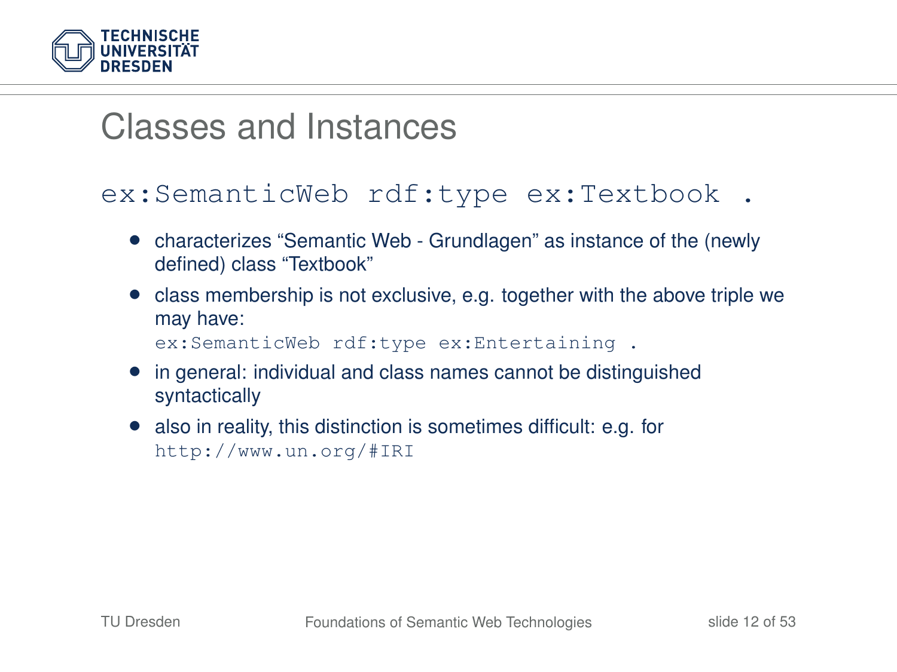# Classes and Instances

```
ex:SemanticWeb rdf:type ex:Textbook .
```

- characterizes “Semantic Web - Grundlagen” as instance of the (newly defined) class “Textbook”
- class membership is not exclusive, e.g. together with the above triple we may have:
  `ex:SemanticWeb rdf:type ex:Entertaining .`
- in general: individual and class names cannot be distinguished syntactically
- also in reality, this distinction is sometimes difficult: e.g. for `http://www.un.org/#IRI`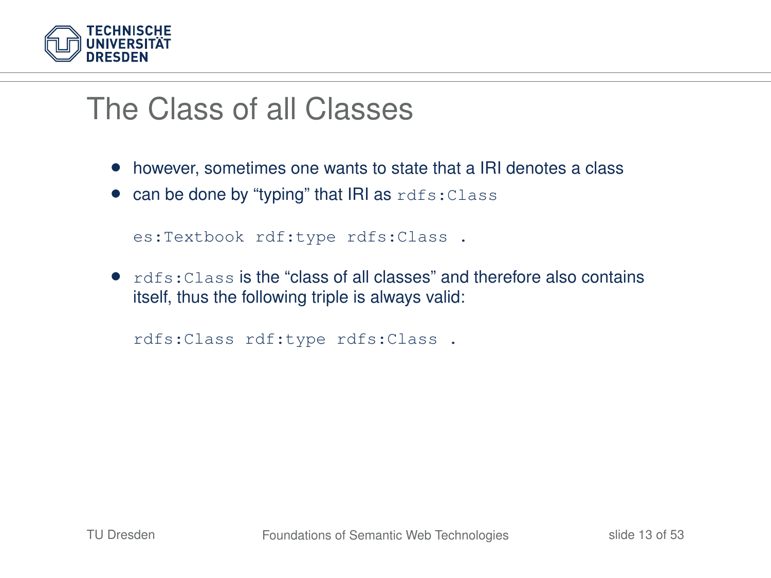# The Class of all Classes

- however, sometimes one wants to state that a IRI denotes a class
- can be done by “typing” that IRI as `rdfs:Class`

```
es:Textbook rdf:type rdfs:Class .
```

- `rdfs:Class` is the “class of all classes” and therefore also contains itself, thus the following triple is always valid:

```
rdfs:Class rdf:type rdfs:Class .
```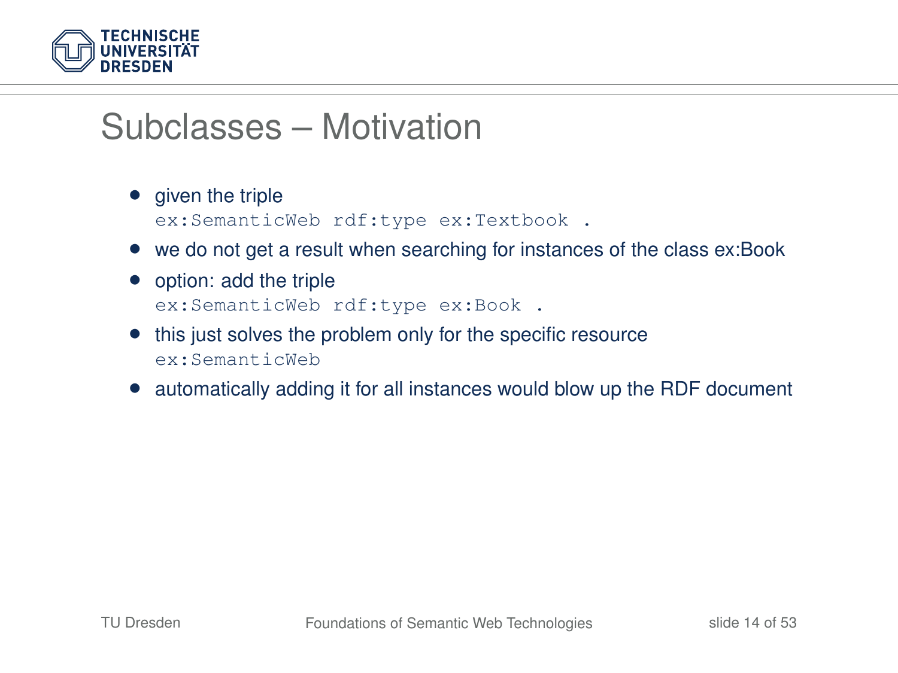# Subclasses – Motivation

- given the triple
  `ex:SemanticWeb rdf:type ex:Textbook .`
- we do not get a result when searching for instances of the class ex:Book
- option: add the triple
  `ex:SemanticWeb rdf:type ex:Book .`
- this just solves the problem only for the specific resource
  `ex:SemanticWeb`
- automatically adding it for all instances would blow up the RDF document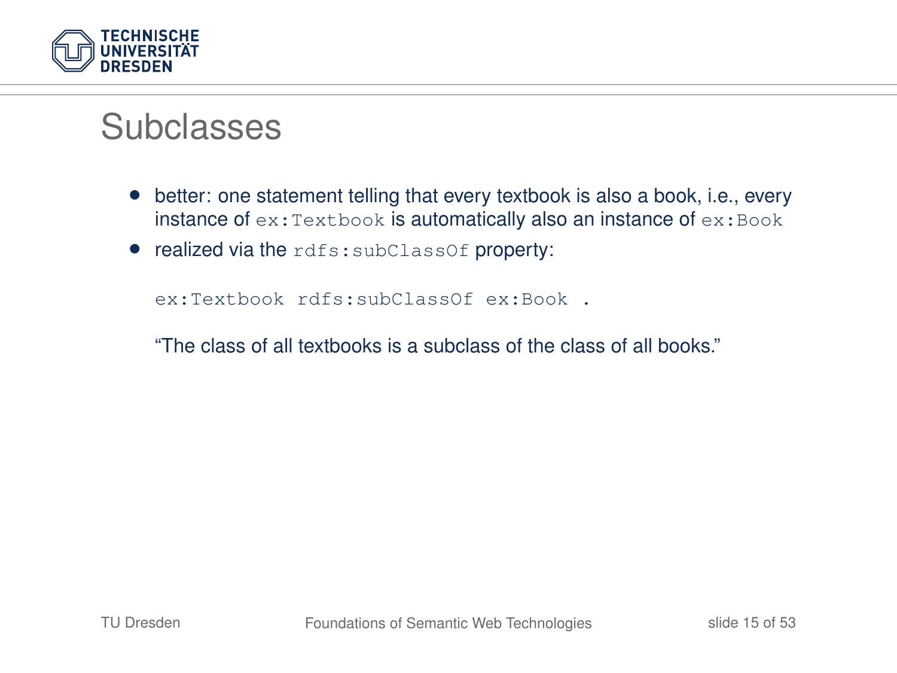# Subclasses

- better: one statement telling that every textbook is also a book, i.e., every instance of `ex:Textbook` is automatically also an instance of `ex:Book`
- realized via the `rdfs:subClassOf` property:

```
ex:Textbook rdfs:subClassOf ex:Book .
```

"The class of all textbooks is a subclass of the class of all books."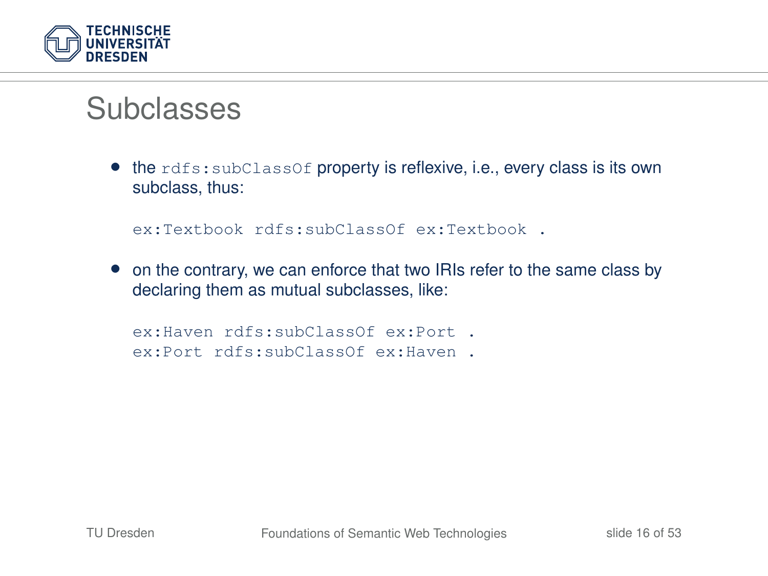# Subclasses

- the `rdfs:subClassOf` property is reflexive, i.e., every class is its own subclass, thus:

```
ex:Textbook rdfs:subClassOf ex:Textbook .
```

- on the contrary, we can enforce that two IRIs refer to the same class by declaring them as mutual subclasses, like:

```
ex:Haven rdfs:subClassOf ex:Port .
ex:Port rdfs:subClassOf ex:Haven .
```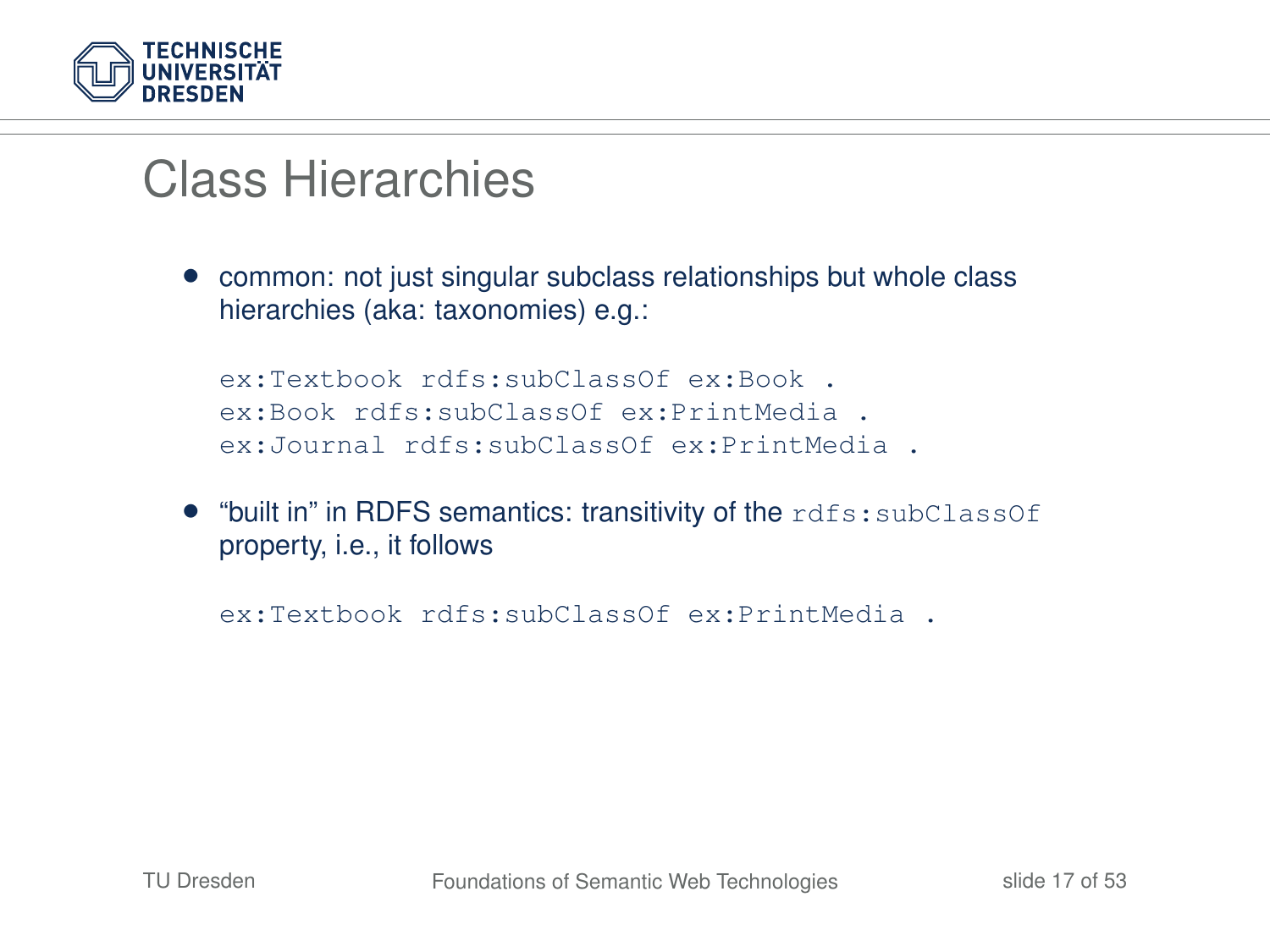# Class Hierarchies

- common: not just singular subclass relationships but whole class hierarchies (aka: taxonomies) e.g.:

```
ex:Textbook rdfs:subClassOf ex:Book .
ex:Book rdfs:subClassOf ex:PrintMedia .
ex:Journal rdfs:subClassOf ex:PrintMedia .
```

- “built in” in RDFS semantics: transitivity of the `rdfs:subClassOf` property, i.e., it follows

```
ex:Textbook rdfs:subClassOf ex:PrintMedia .
```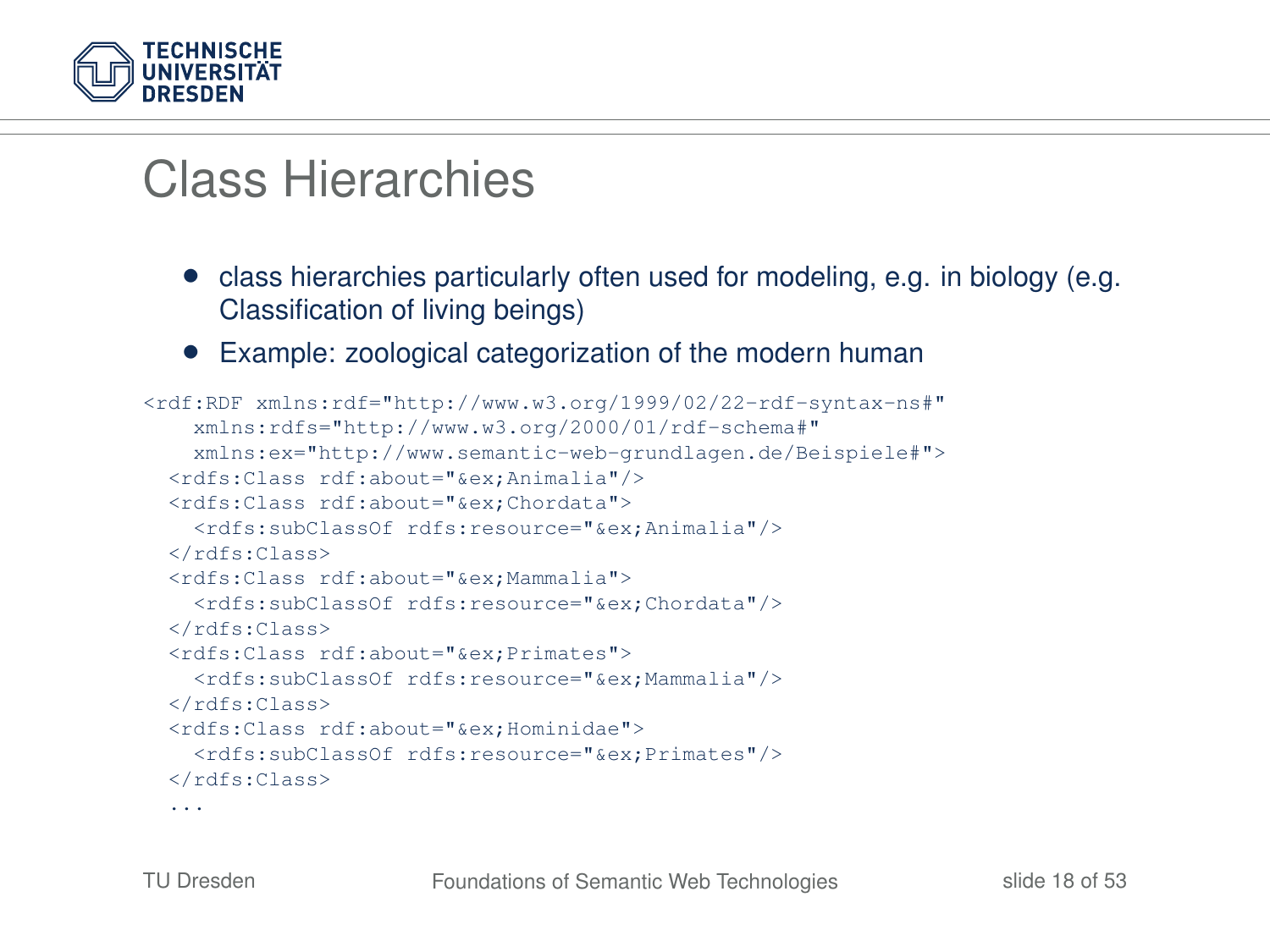# Class Hierarchies

- class hierarchies particularly often used for modeling, e.g. in biology (e.g. Classification of living beings)
- Example: zoological categorization of the modern human

```
<rdf:RDF xmlns:rdf="http://www.w3.org/1999/02/22-rdf-syntax-ns#"
    xmlns:rdfs="http://www.w3.org/2000/01/rdf-schema#"
    xmlns:ex="http://www.semantic-web-grundlagen.de/Beispiele#">
  <rdfs:Class rdf:about="&ex;Animalia"/>
  <rdfs:Class rdf:about="&ex;Chordata">
    <rdfs:subClassOf rdfs:resource="&ex;Animalia"/>
  </rdfs:Class>
  <rdfs:Class rdf:about="&ex;Mammalia">
    <rdfs:subClassOf rdfs:resource="&ex;Chordata"/>
  </rdfs:Class>
  <rdfs:Class rdf:about="&ex;Primates">
    <rdfs:subClassOf rdfs:resource="&ex;Mammalia"/>
  </rdfs:Class>
  <rdfs:Class rdf:about="&ex;Hominidae">
    <rdfs:subClassOf rdfs:resource="&ex;Primates"/>
  </rdfs:Class>
  ...
```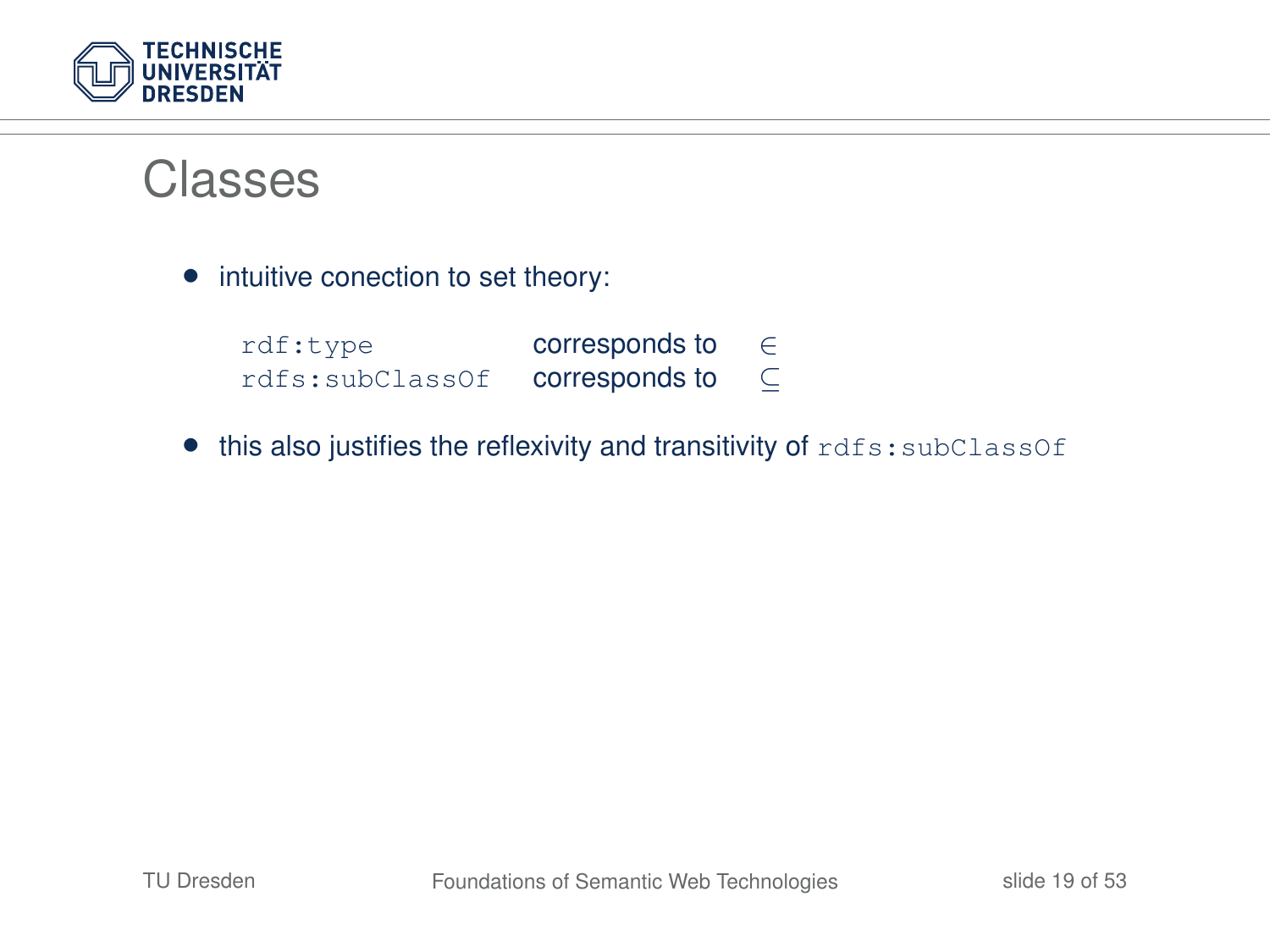# Classes

- intuitive conection to set theory:

| | | |
|---|---|---|
| `rdf:type` | corresponds to | $\in$ |
| `rdfs:subClassOf` | corresponds to | $\subseteq$ |

- this also justifies the reflexivity and transitivity of `rdfs:subClassOf`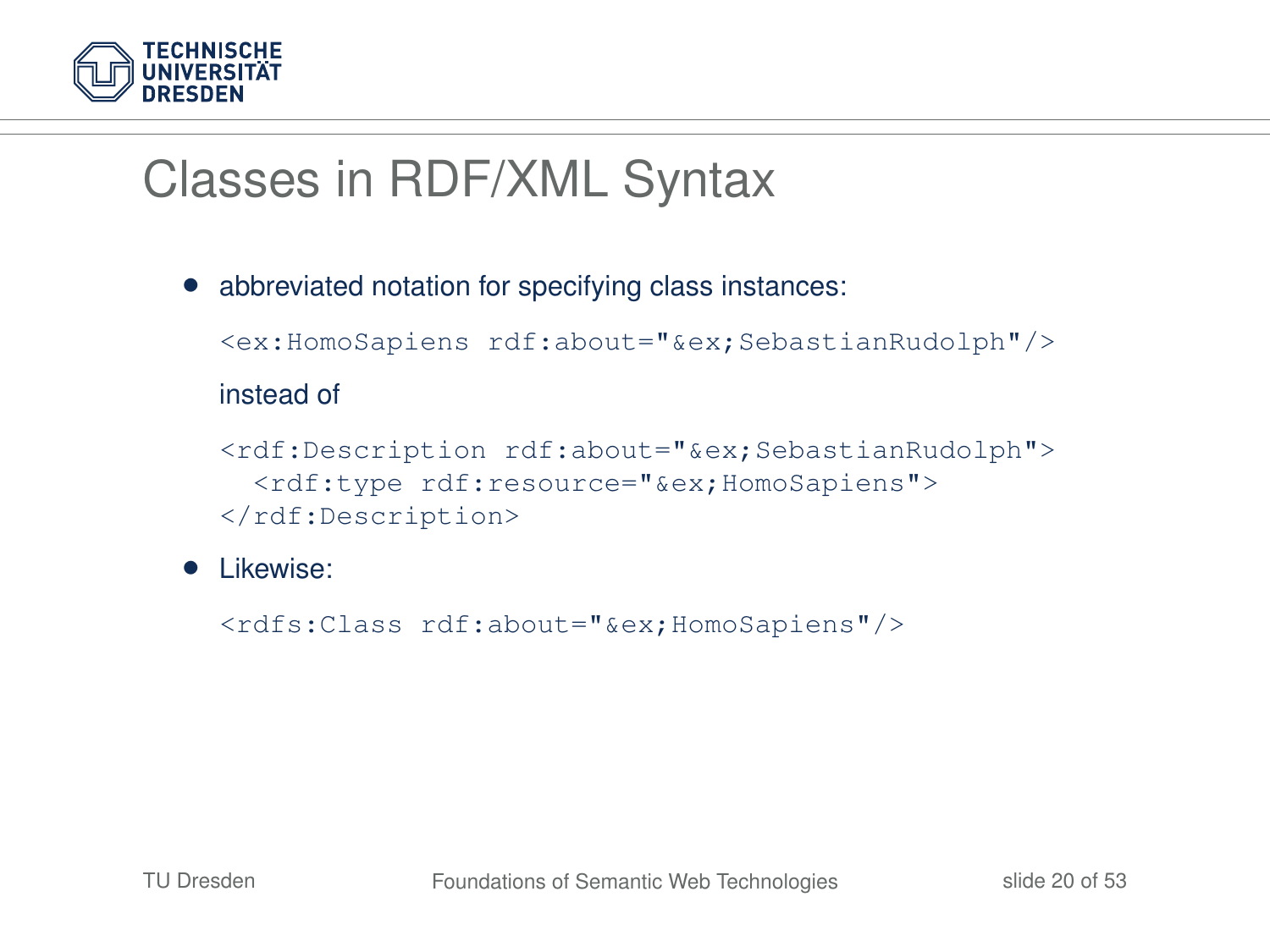# Classes in RDF/XML Syntax

- abbreviated notation for specifying class instances:

```
<ex:HomoSapiens rdf:about="&ex;SebastianRudolph"/>
```

  instead of

```
<rdf:Description rdf:about="&ex;SebastianRudolph">
  <rdf:type rdf:resource="&ex;HomoSapiens">
</rdf:Description>
```

- Likewise:

```
<rdfs:Class rdf:about="&ex;HomoSapiens"/>
```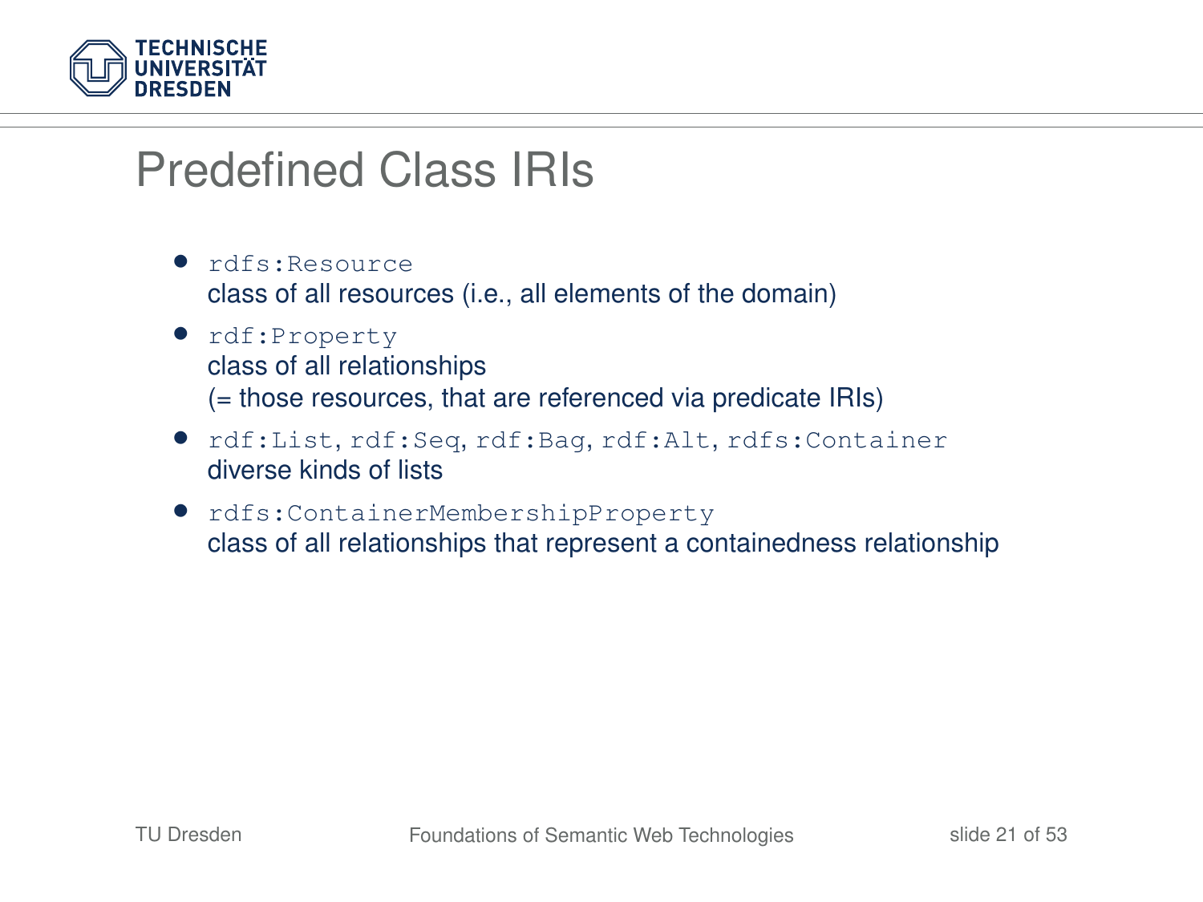# Predefined Class IRIs

- `rdfs:Resource`
  class of all resources (i.e., all elements of the domain)
- `rdf:Property`
  class of all relationships
  (= those resources, that are referenced via predicate IRIs)
- `rdf:List`, `rdf:Seq`, `rdf:Bag`, `rdf:Alt`, `rdfs:Container`
  diverse kinds of lists
- `rdfs:ContainerMembershipProperty`
  class of all relationships that represent a containedness relationship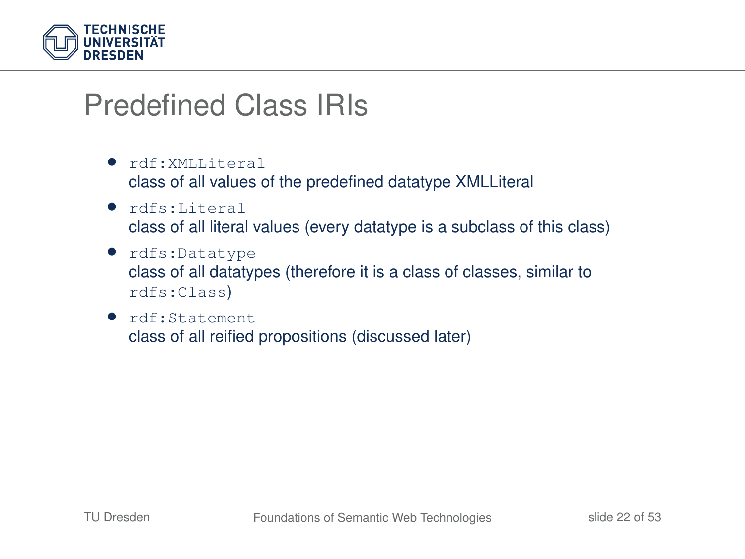# Predefined Class IRIs

- `rdf:XMLLiteral`
  class of all values of the predefined datatype XMLLiteral
- `rdfs:Literal`
  class of all literal values (every datatype is a subclass of this class)
- `rdfs:Datatype`
  class of all datatypes (therefore it is a class of classes, similar to `rdfs:Class`)
- `rdf:Statement`
  class of all reified propositions (discussed later)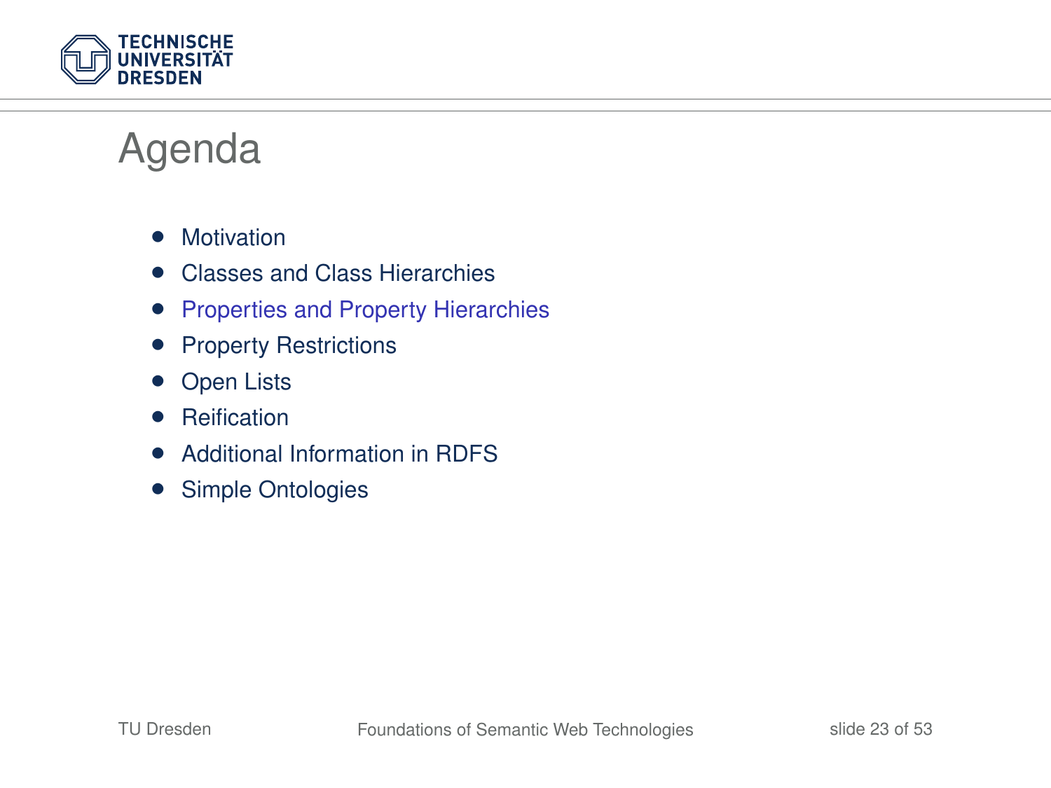# Agenda

- Motivation
- Classes and Class Hierarchies
- Properties and Property Hierarchies
- Property Restrictions
- Open Lists
- Reification
- Additional Information in RDFS
- Simple Ontologies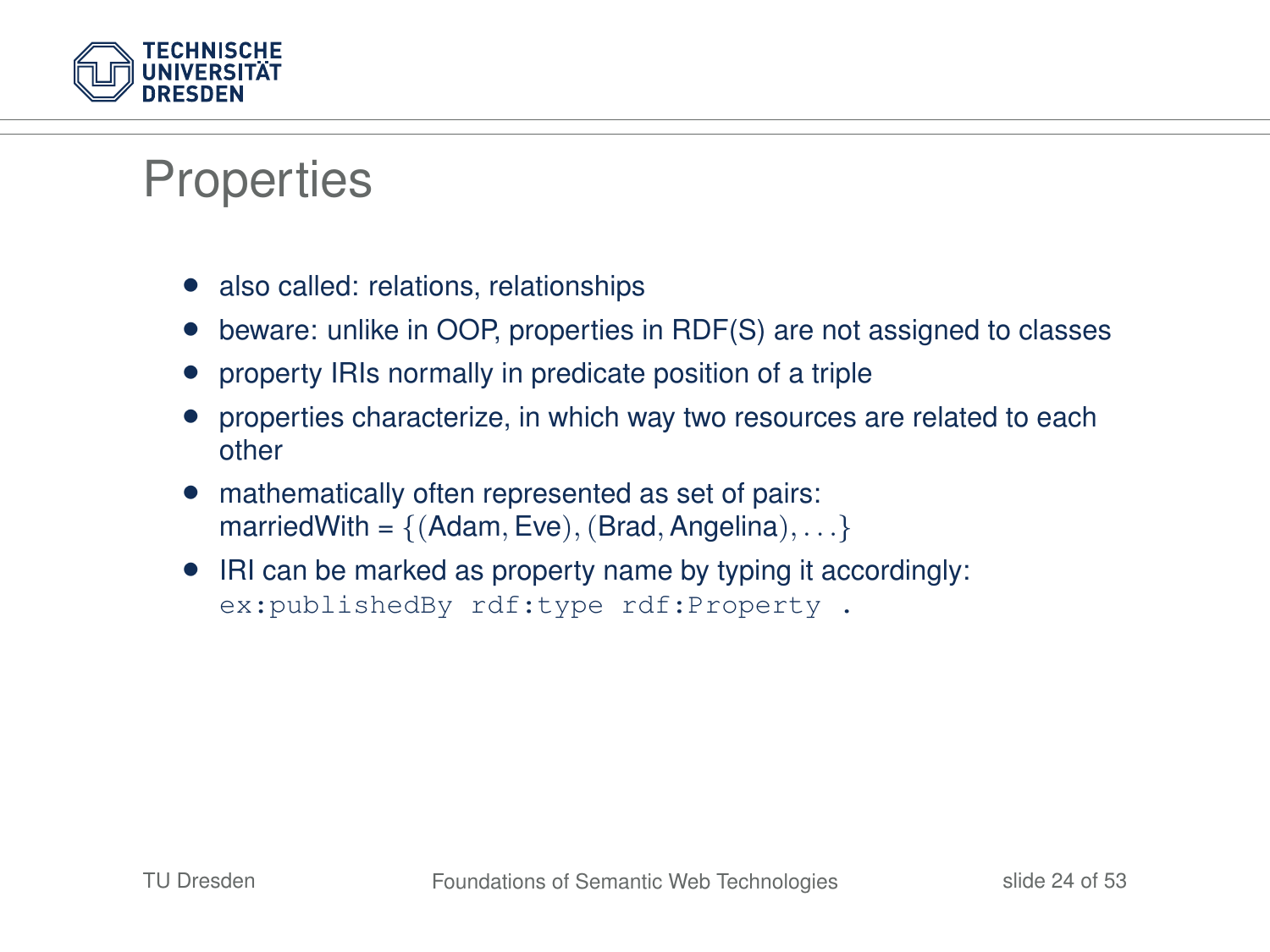# Properties

- also called: relations, relationships
- beware: unlike in OOP, properties in RDF(S) are not assigned to classes
- property IRIs normally in predicate position of a triple
- properties characterize, in which way two resources are related to each other
- mathematically often represented as set of pairs:
  marriedWith = $\{(\text{Adam}, \text{Eve}), (\text{Brad}, \text{Angelina}), \ldots\}$
- IRI can be marked as property name by typing it accordingly:
  `ex:publishedBy rdf:type rdf:Property .`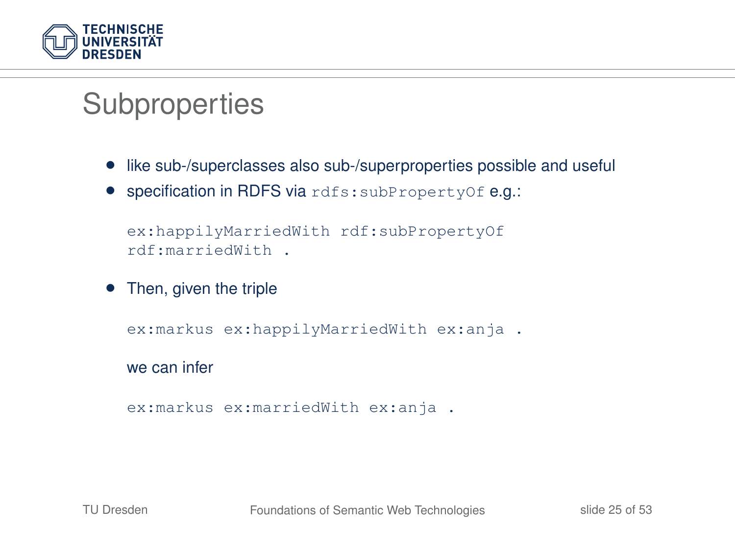# Subproperties

- like sub-/superclasses also sub-/superproperties possible and useful
- specification in RDFS via `rdfs:subPropertyOf` e.g.:

```
ex:happilyMarriedWith rdf:subPropertyOf
rdf:marriedWith .
```

- Then, given the triple

```
ex:markus ex:happilyMarriedWith ex:anja .
```

  we can infer

```
ex:markus ex:marriedWith ex:anja .
```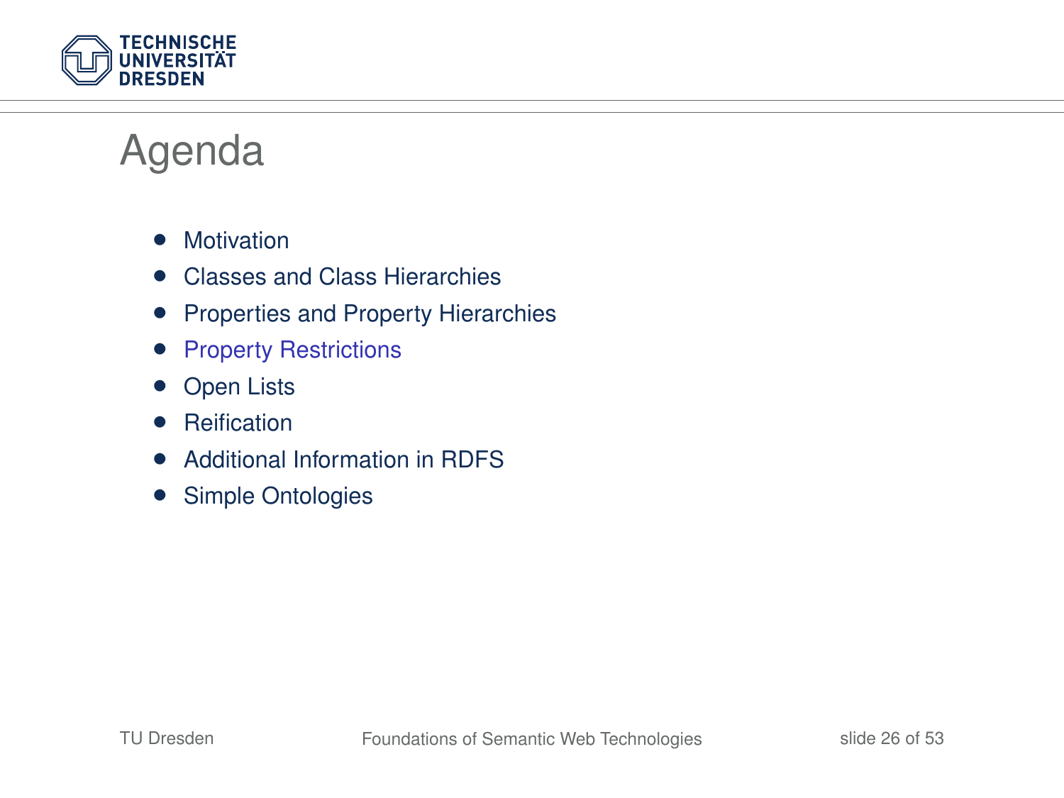# Agenda

- Motivation
- Classes and Class Hierarchies
- Properties and Property Hierarchies
- Property Restrictions
- Open Lists
- Reification
- Additional Information in RDFS
- Simple Ontologies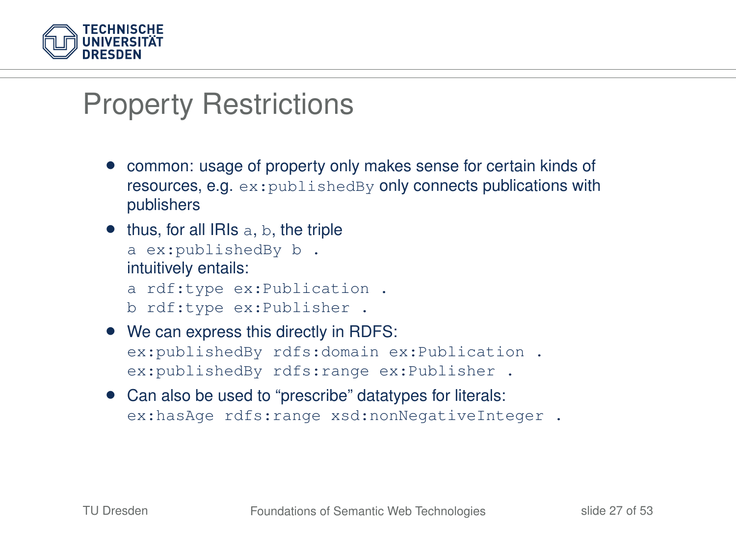# Property Restrictions

- common: usage of property only makes sense for certain kinds of resources, e.g. `ex:publishedBy` only connects publications with publishers
- thus, for all IRIs `a`, `b`, the triple

  ```
  a ex:publishedBy b .
  ```

  intuitively entails:

  ```
  a rdf:type ex:Publication .
  b rdf:type ex:Publisher .
  ```

- We can express this directly in RDFS:

  ```
  ex:publishedBy rdfs:domain ex:Publication .
  ex:publishedBy rdfs:range ex:Publisher .
  ```

- Can also be used to “prescribe” datatypes for literals:

  ```
  ex:hasAge rdfs:range xsd:nonNegativeInteger .
  ```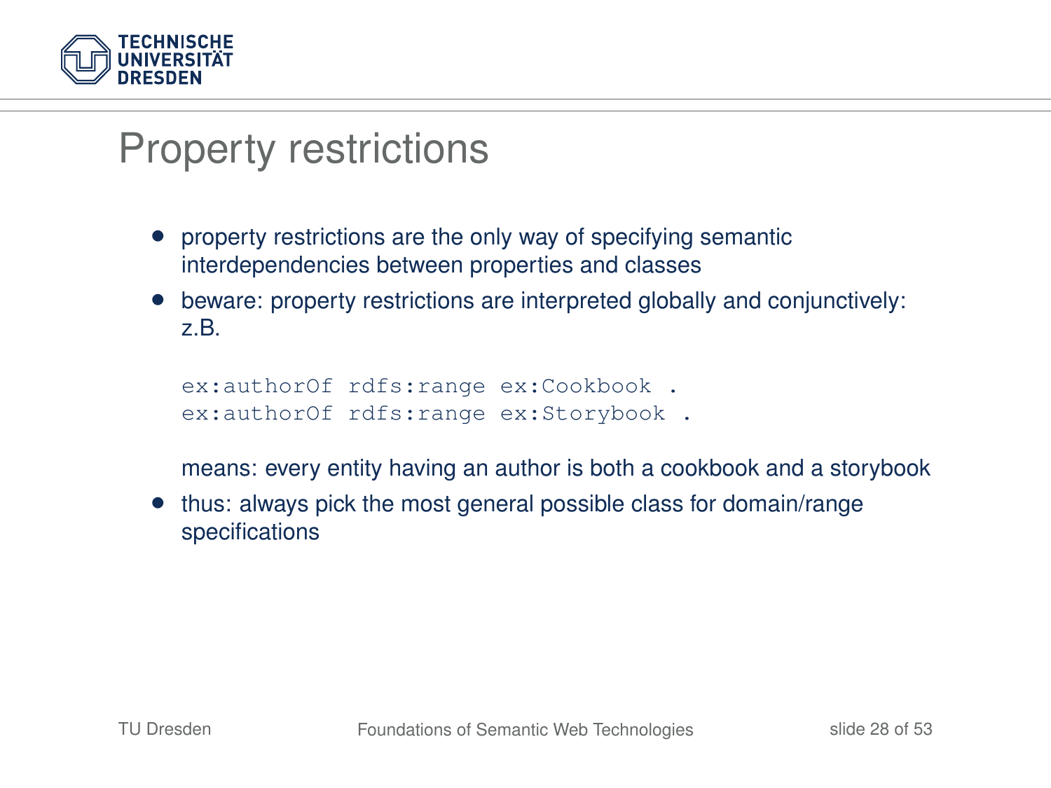# Property restrictions

- property restrictions are the only way of specifying semantic interdependencies between properties and classes
- beware: property restrictions are interpreted globally and conjunctively: z.B.

  ```
  ex:authorOf rdfs:range ex:Cookbook .
  ex:authorOf rdfs:range ex:Storybook .
  ```

  means: every entity having an author is both a cookbook and a storybook
- thus: always pick the most general possible class for domain/range specifications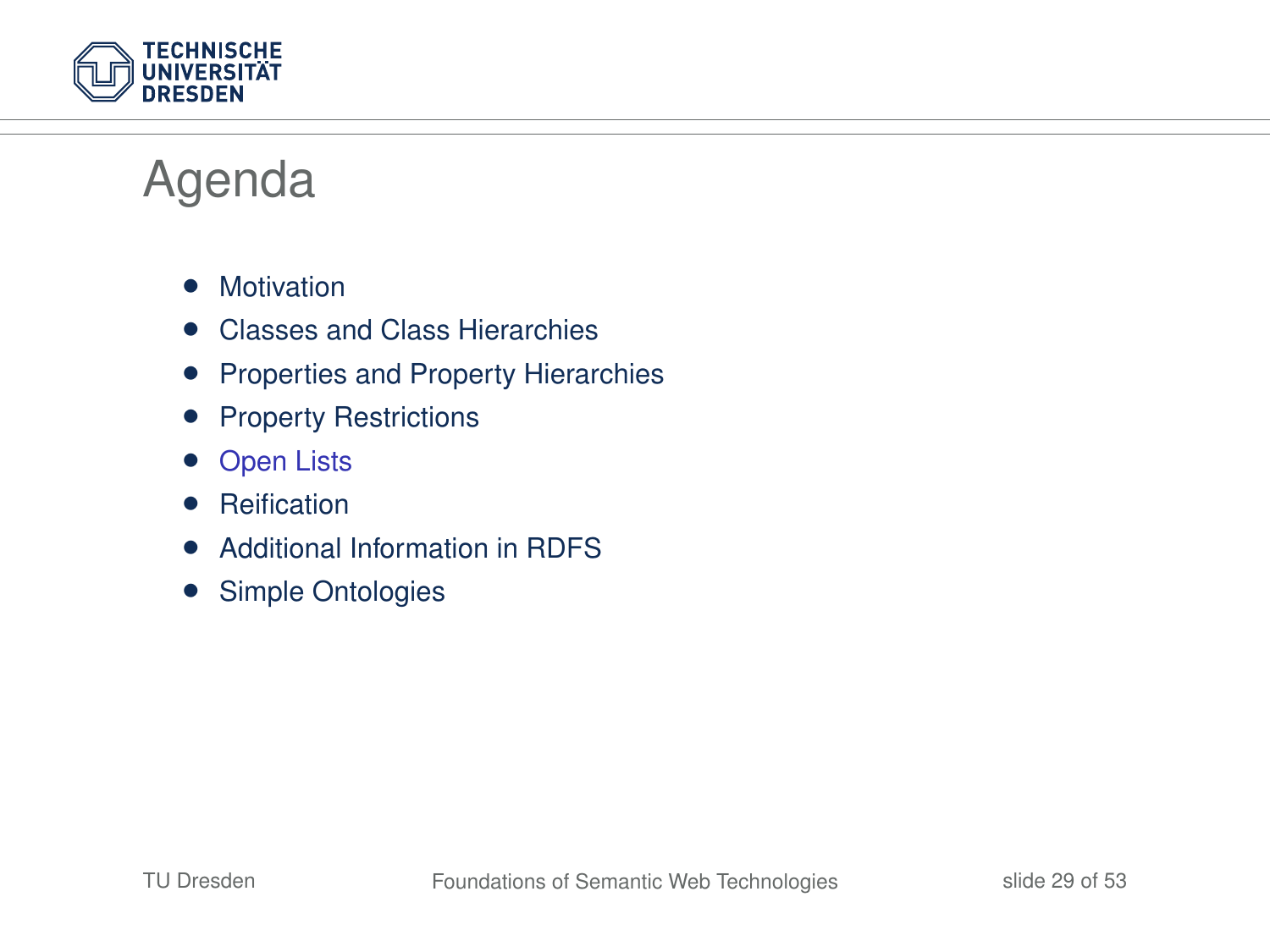# Agenda

- Motivation
- Classes and Class Hierarchies
- Properties and Property Hierarchies
- Property Restrictions
- Open Lists
- Reification
- Additional Information in RDFS
- Simple Ontologies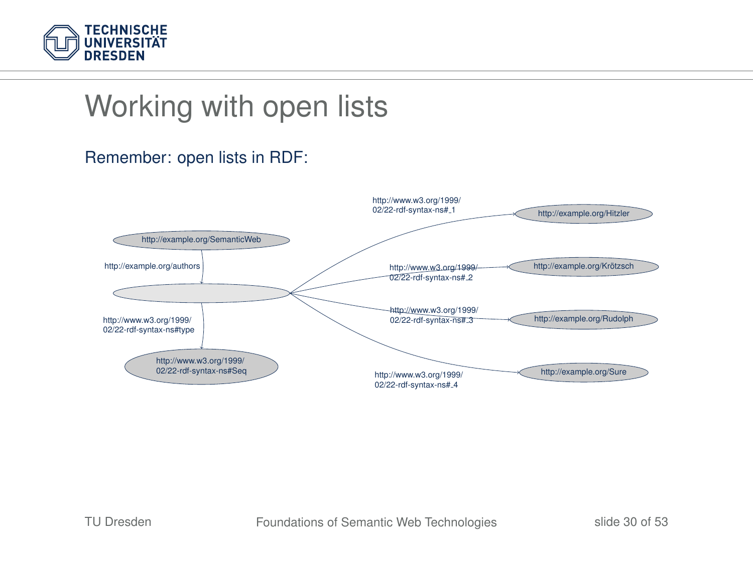# Working with open lists

Remember: open lists in RDF:

http://example.org/SemanticWeb

http://example.org/authors

http://www.w3.org/1999/02/22-rdf-syntax-ns#type

http://www.w3.org/1999/02/22-rdf-syntax-ns#Seq

http://www.w3.org/1999/02/22-rdf-syntax-ns#_1

http://example.org/Hitzler

http://www.w3.org/1999/02/22-rdf-syntax-ns#_2

http://example.org/Krötzsch

http://www.w3.org/1999/02/22-rdf-syntax-ns#_3

http://example.org/Rudolph

http://www.w3.org/1999/02/22-rdf-syntax-ns#_4

http://example.org/Sure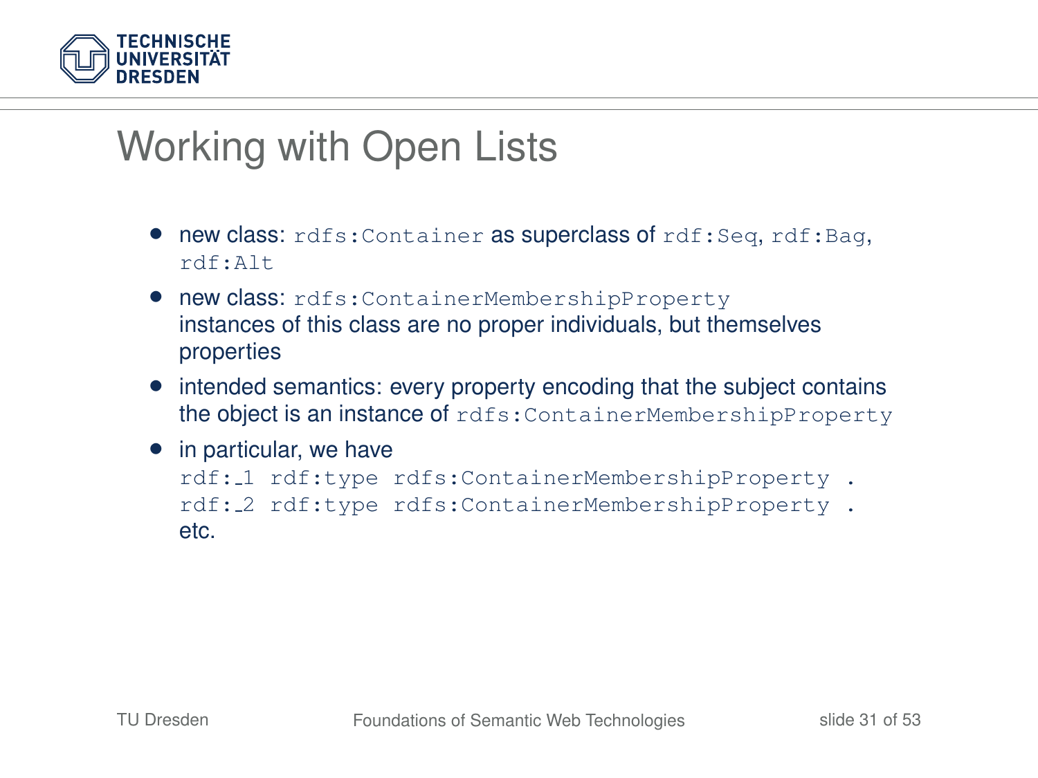# Working with Open Lists

- new class: `rdfs:Container` as superclass of `rdf:Seq`, `rdf:Bag`, `rdf:Alt`
- new class: `rdfs:ContainerMembershipProperty`
  instances of this class are no proper individuals, but themselves properties
- intended semantics: every property encoding that the subject contains the object is an instance of `rdfs:ContainerMembershipProperty`
- in particular, we have

  ```
  rdf:_1 rdf:type rdfs:ContainerMembershipProperty .
  rdf:_2 rdf:type rdfs:ContainerMembershipProperty .
  ```

  etc.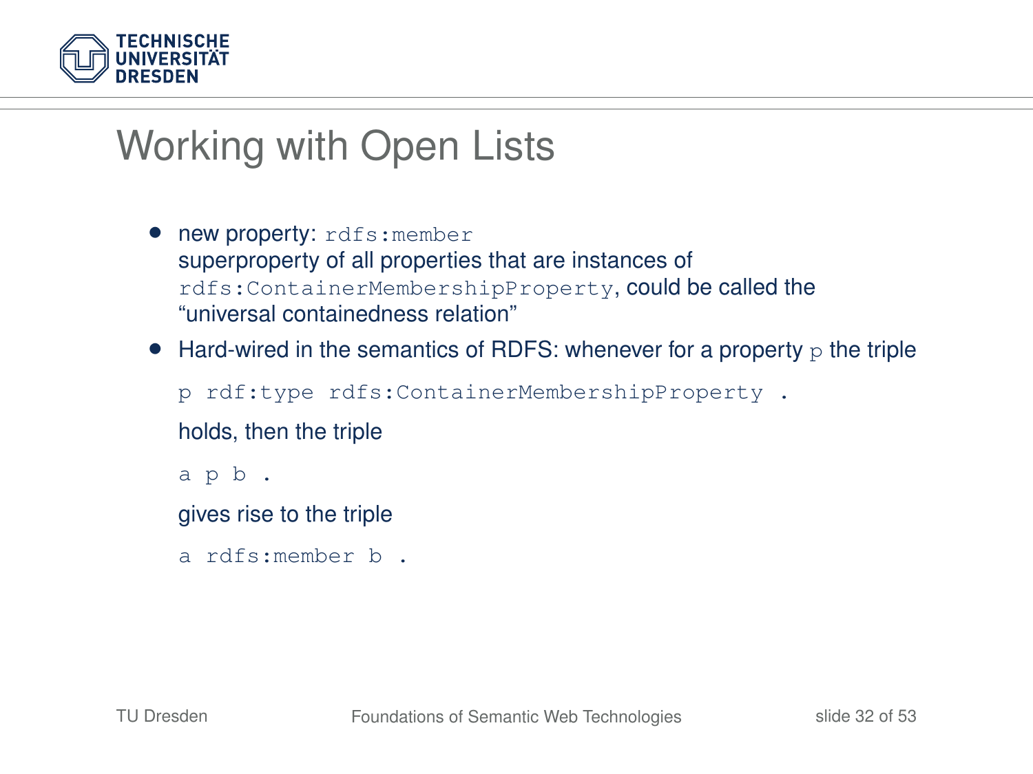# Working with Open Lists

- new property: `rdfs:member`
  superproperty of all properties that are instances of `rdfs:ContainerMembershipProperty`, could be called the "universal containedness relation"
- Hard-wired in the semantics of RDFS: whenever for a property `p` the triple

  ```
  p rdf:type rdfs:ContainerMembershipProperty .
  ```

  holds, then the triple

  ```
  a p b .
  ```

  gives rise to the triple

  ```
  a rdfs:member b .
  ```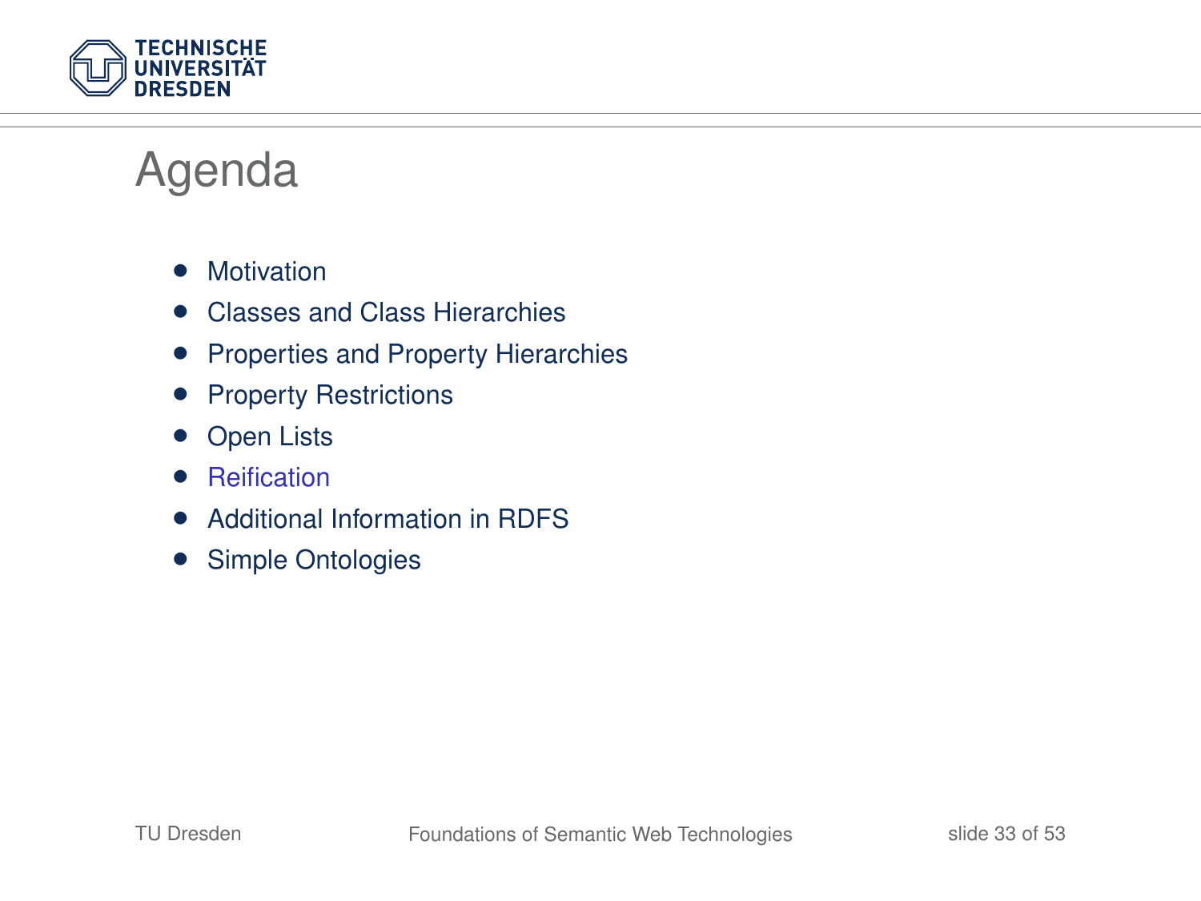# Agenda

- Motivation
- Classes and Class Hierarchies
- Properties and Property Hierarchies
- Property Restrictions
- Open Lists
- Reification
- Additional Information in RDFS
- Simple Ontologies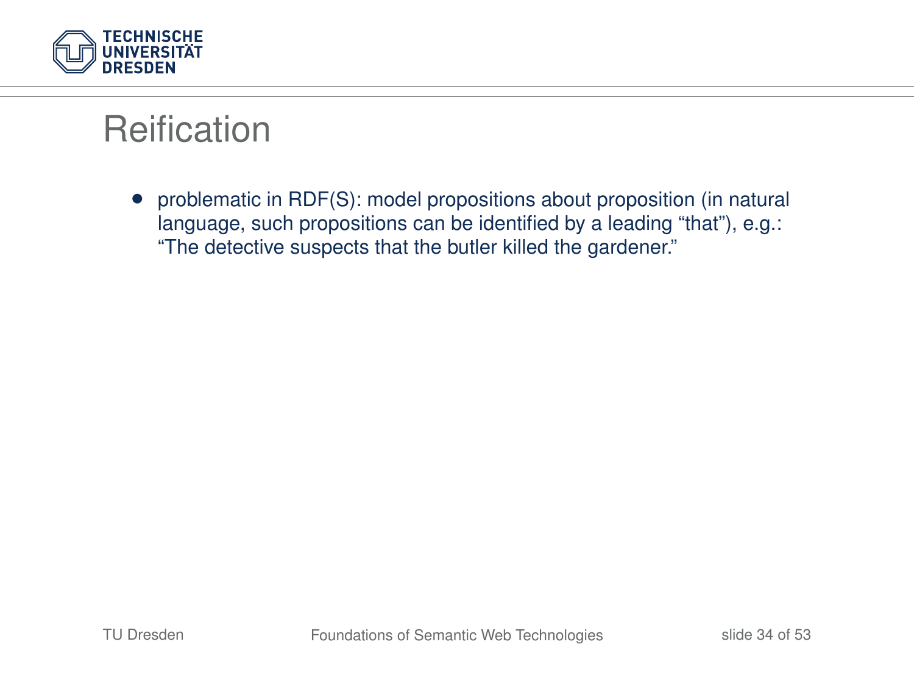# Reification

- problematic in RDF(S): model propositions about proposition (in natural language, such propositions can be identified by a leading “that”), e.g.: “The detective suspects that the butler killed the gardener.”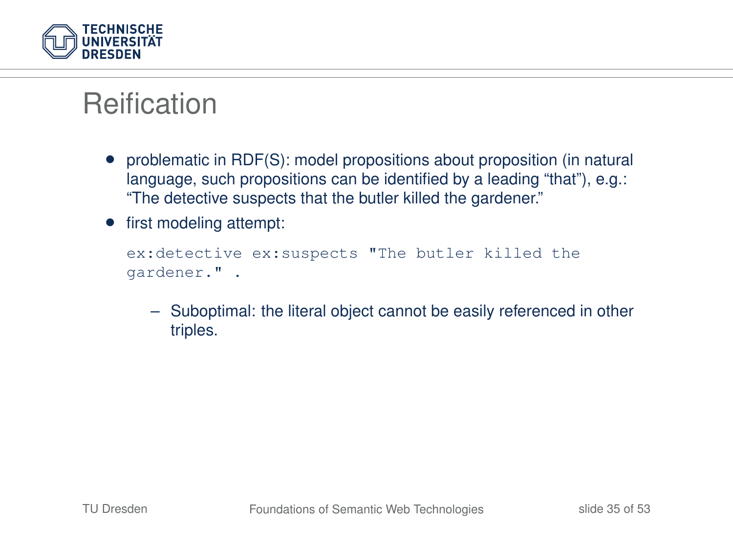# Reification

- problematic in RDF(S): model propositions about proposition (in natural language, such propositions can be identified by a leading “that”), e.g.: “The detective suspects that the butler killed the gardener.”
- first modeling attempt:

```
ex:detective ex:suspects "The butler killed the
gardener." .
```

  – Suboptimal: the literal object cannot be easily referenced in other triples.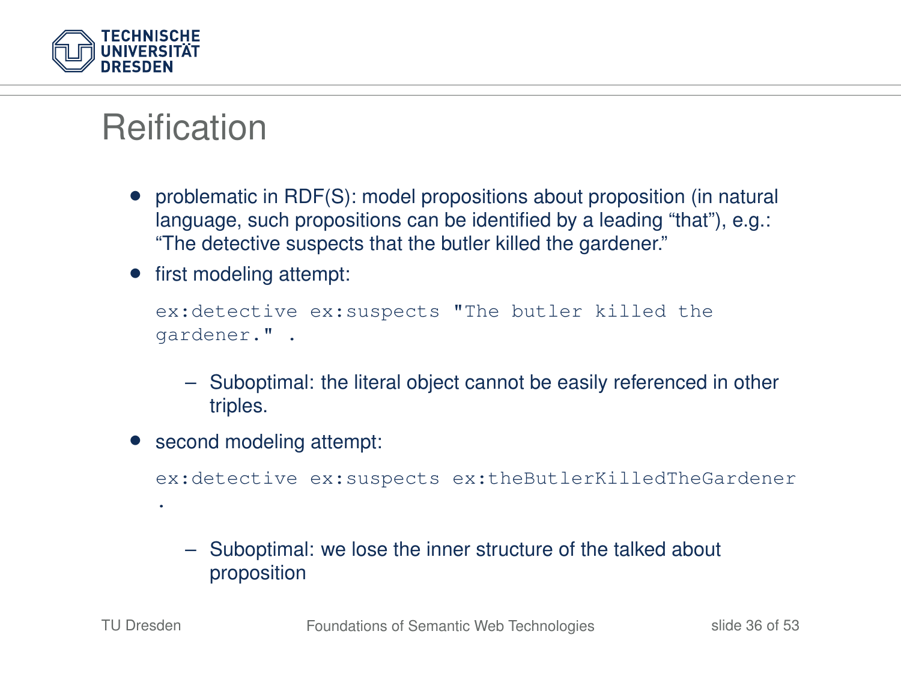# Reification

- problematic in RDF(S): model propositions about proposition (in natural language, such propositions can be identified by a leading “that”), e.g.: “The detective suspects that the butler killed the gardener.”
- first modeling attempt:

```
ex:detective ex:suspects "The butler killed the gardener." .
```

  - Suboptimal: the literal object cannot be easily referenced in other triples.
- second modeling attempt:

```
ex:detective ex:suspects ex:theButlerKilledTheGardener .
```

  - Suboptimal: we lose the inner structure of the talked about proposition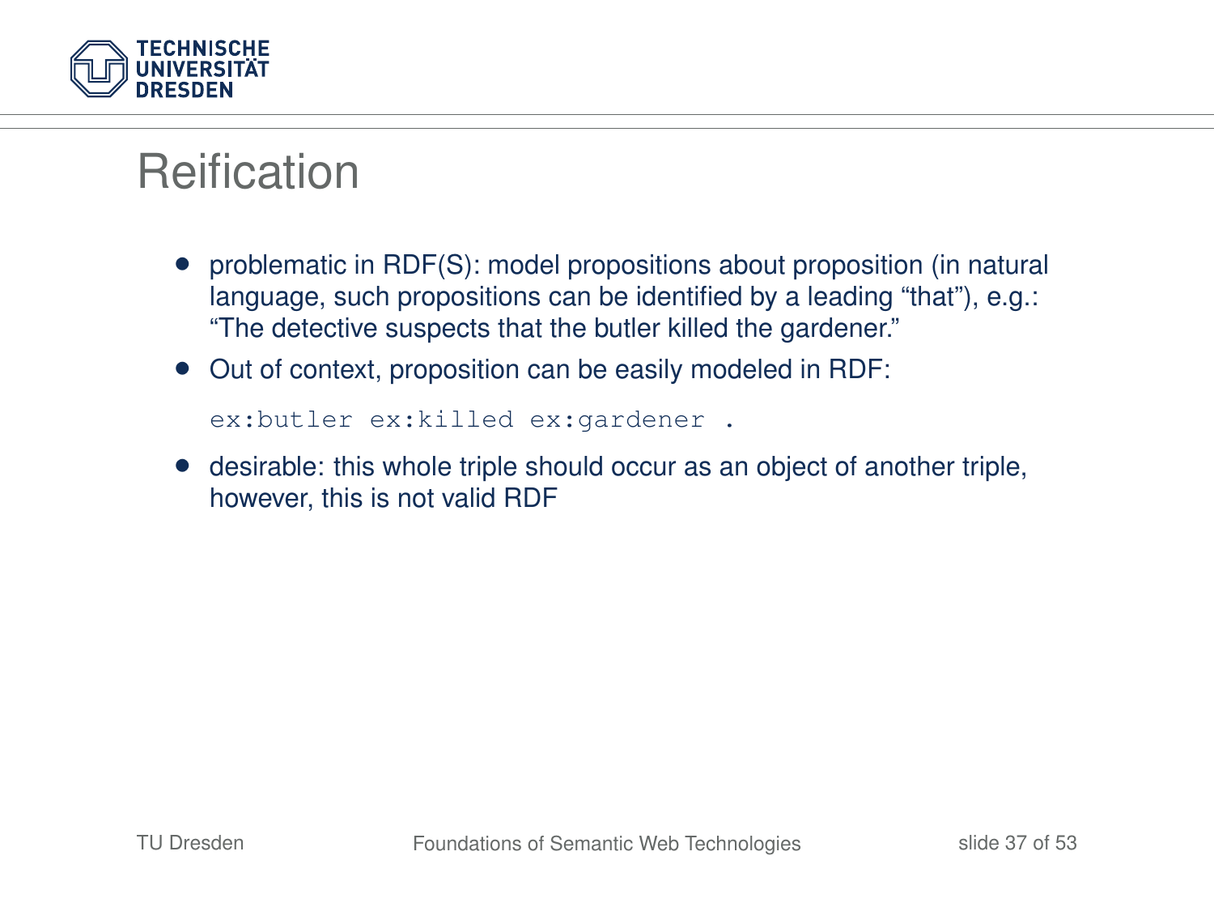# Reification

- problematic in RDF(S): model propositions about proposition (in natural language, such propositions can be identified by a leading "that"), e.g.: "The detective suspects that the butler killed the gardener."
- Out of context, proposition can be easily modeled in RDF:

```
ex:butler ex:killed ex:gardener .
```

- desirable: this whole triple should occur as an object of another triple, however, this is not valid RDF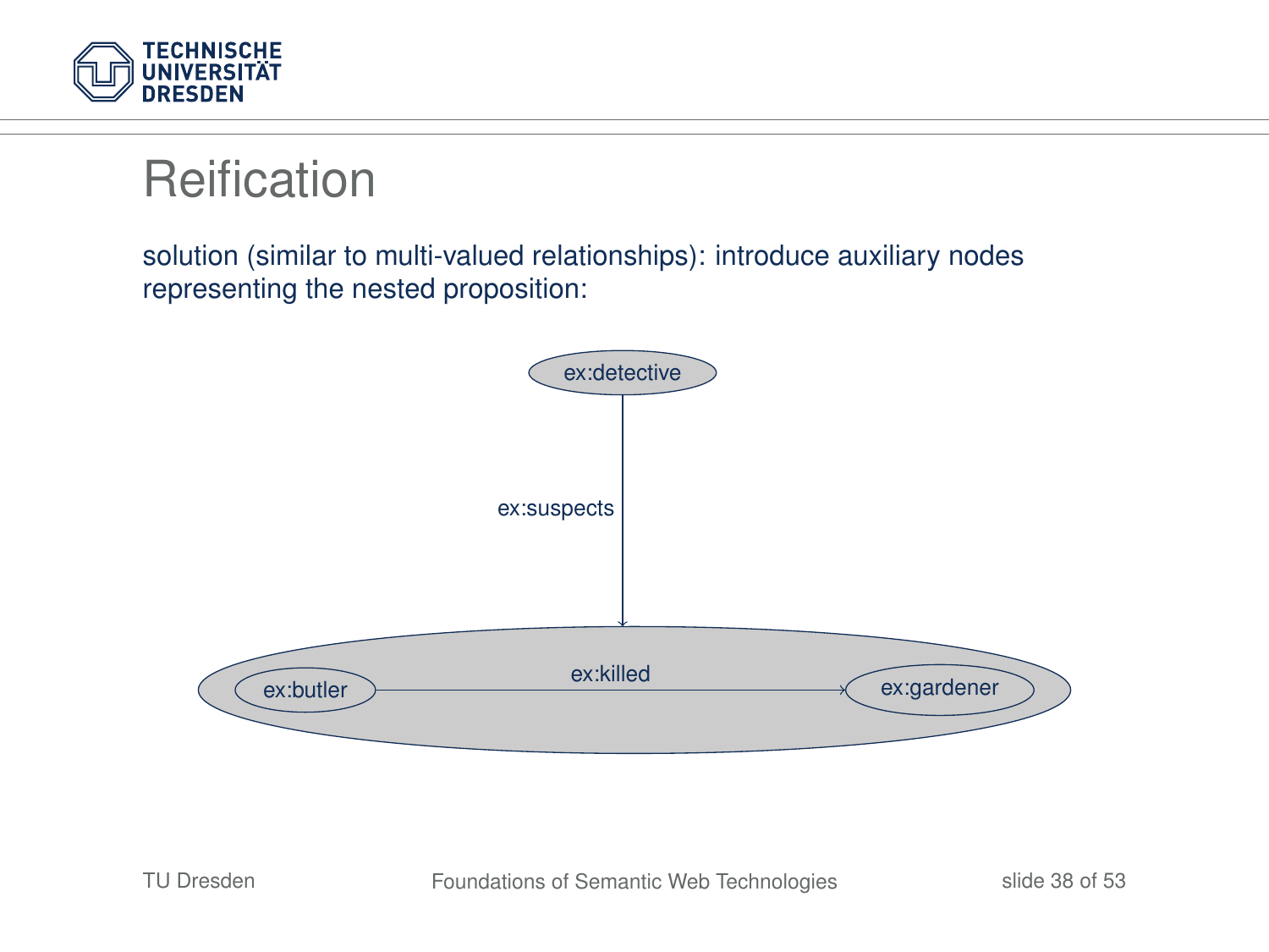# Reification

solution (similar to multi-valued relationships): introduce auxiliary nodes representing the nested proposition:

ex:detective

ex:suspects

ex:butler — ex:killed → ex:gardener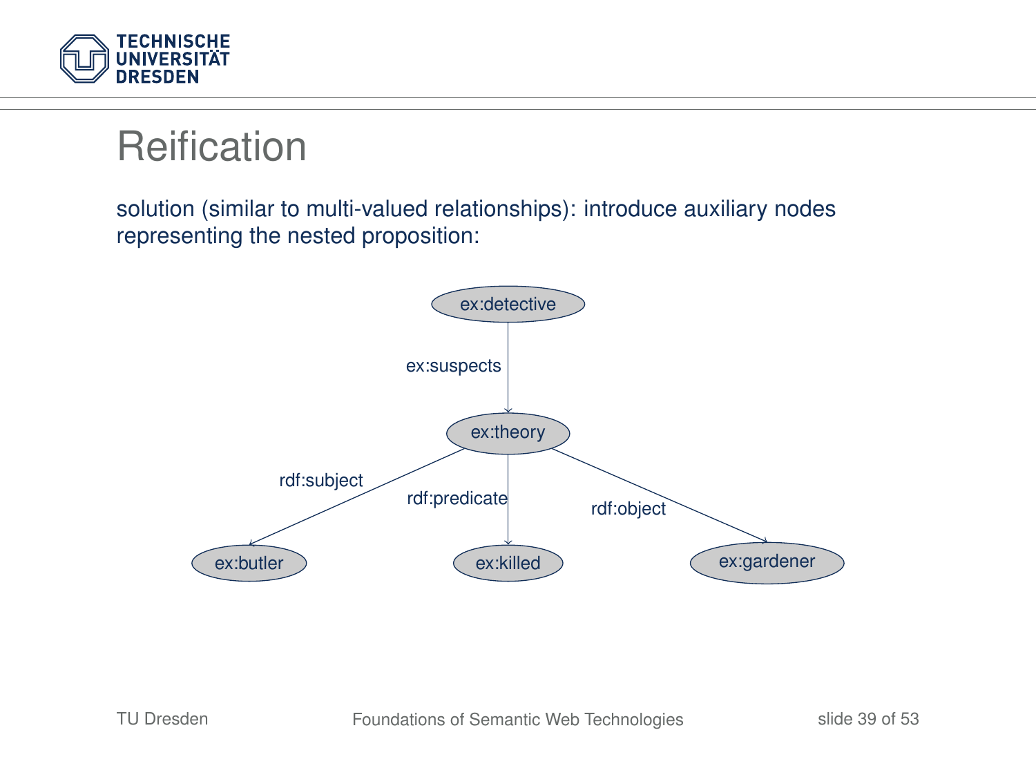# Reification

solution (similar to multi-valued relationships): introduce auxiliary nodes representing the nested proposition:

ex:detective

ex:suspects

ex:theory

rdf:subject

rdf:predicate

rdf:object

ex:butler

ex:killed

ex:gardener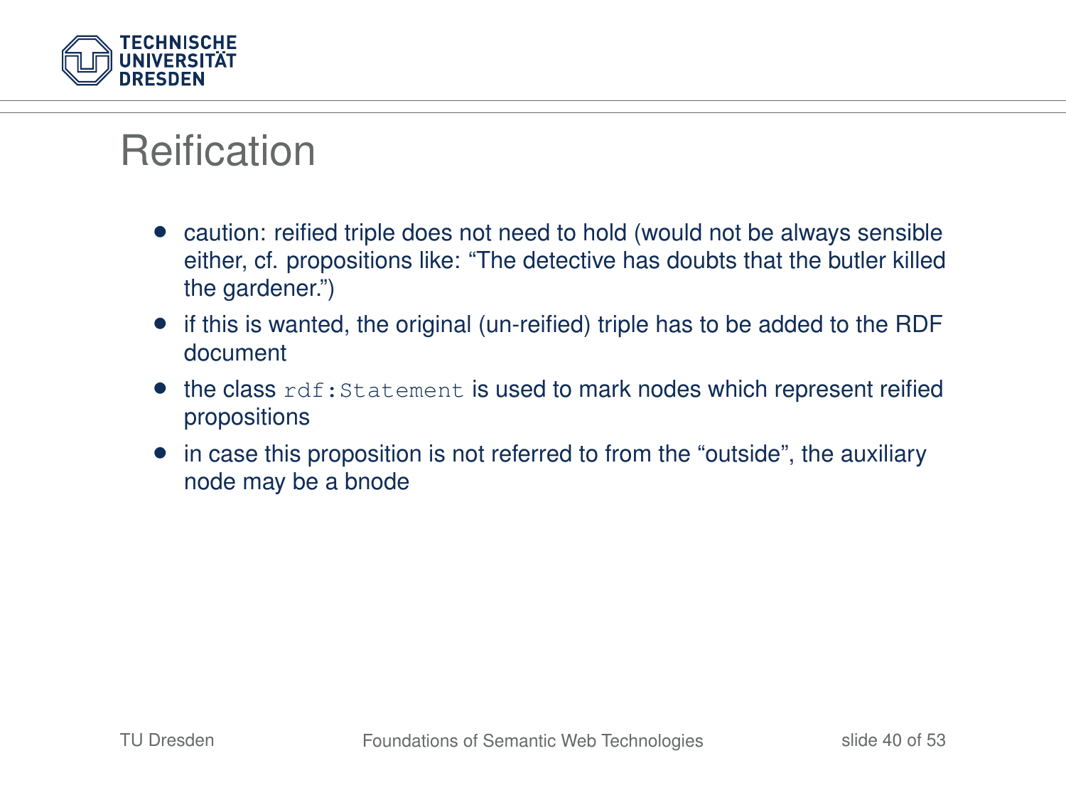# Reification

- caution: reified triple does not need to hold (would not be always sensible either, cf. propositions like: “The detective has doubts that the butler killed the gardener.”)
- if this is wanted, the original (un-reified) triple has to be added to the RDF document
- the class `rdf:Statement` is used to mark nodes which represent reified propositions
- in case this proposition is not referred to from the “outside”, the auxiliary node may be a bnode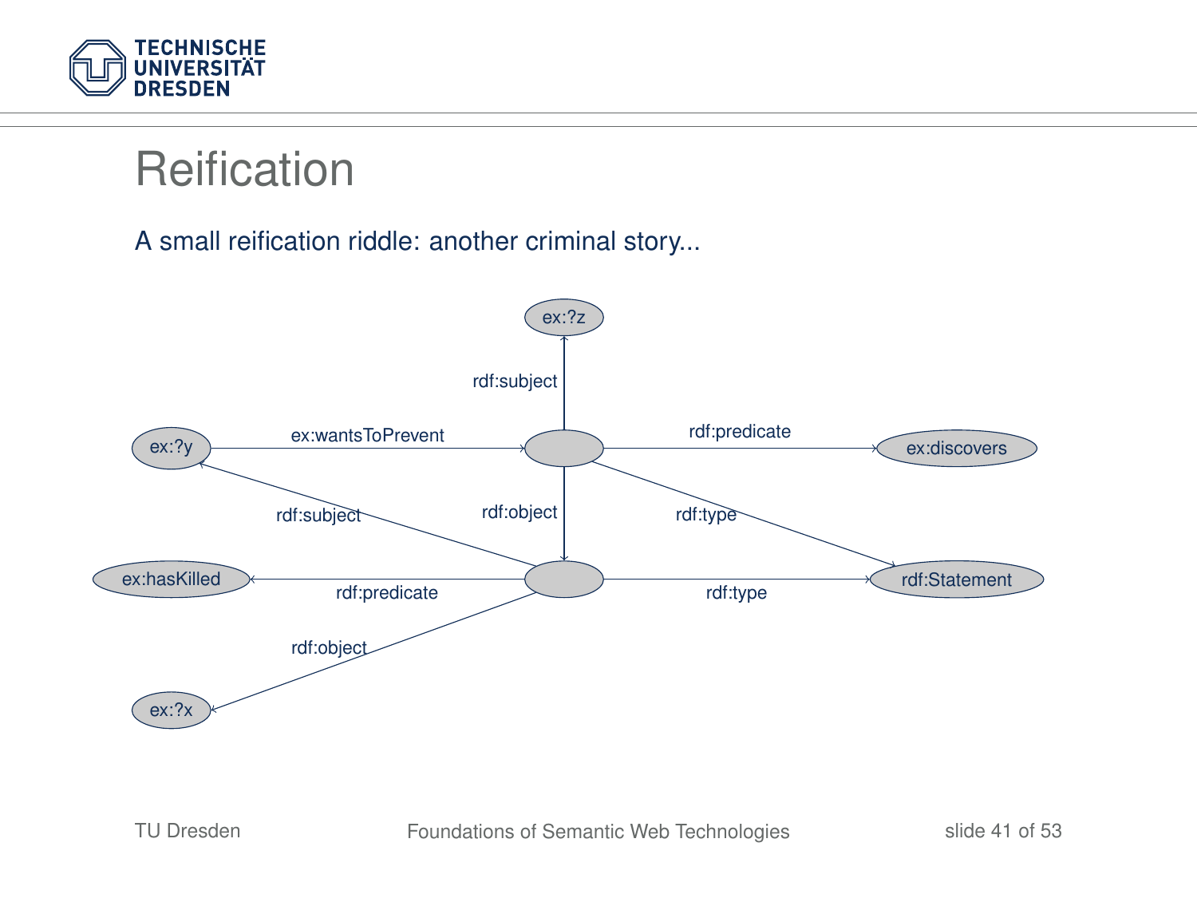# Reification

A small reification riddle: another criminal story...

ex:?z

rdf:subject

ex:?y — ex:wantsToPrevent → ( ) — rdf:predicate → ex:discovers

rdf:subject — rdf:object — rdf:type

ex:hasKilled ← rdf:predicate — ( ) — rdf:type → rdf:Statement

rdf:object

ex:?x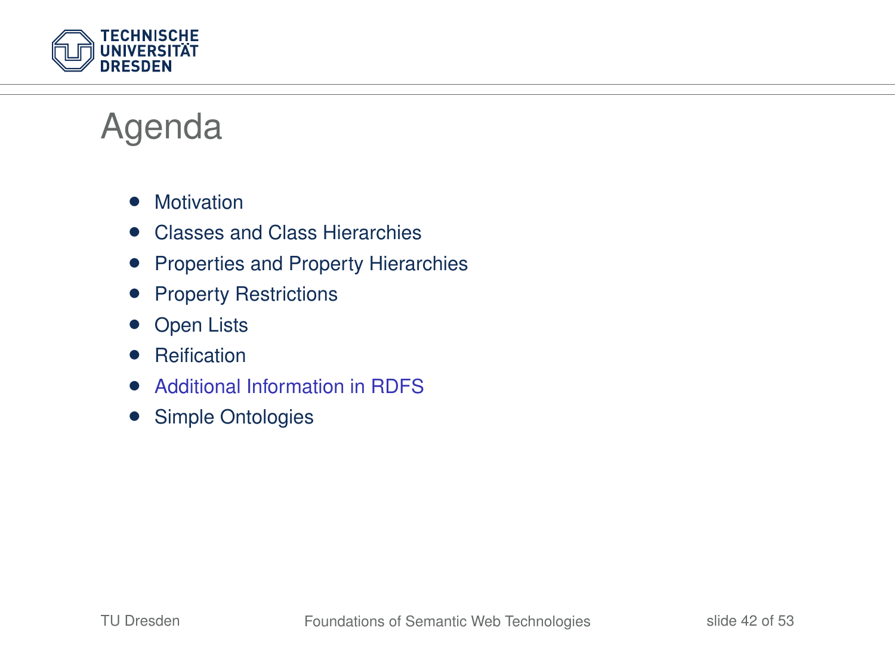# Agenda

- Motivation
- Classes and Class Hierarchies
- Properties and Property Hierarchies
- Property Restrictions
- Open Lists
- Reification
- Additional Information in RDFS
- Simple Ontologies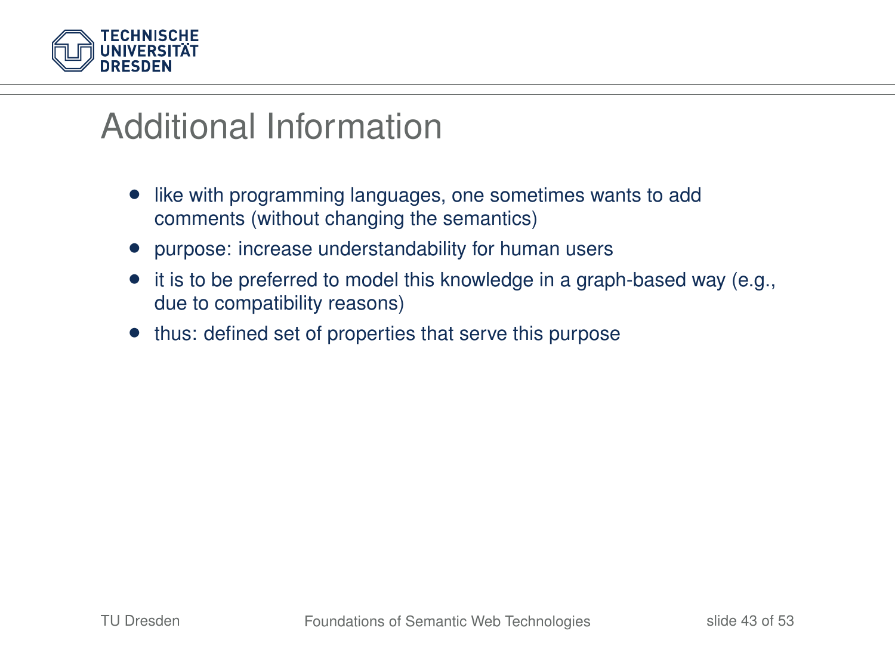# Additional Information

- like with programming languages, one sometimes wants to add comments (without changing the semantics)
- purpose: increase understandability for human users
- it is to be preferred to model this knowledge in a graph-based way (e.g., due to compatibility reasons)
- thus: defined set of properties that serve this purpose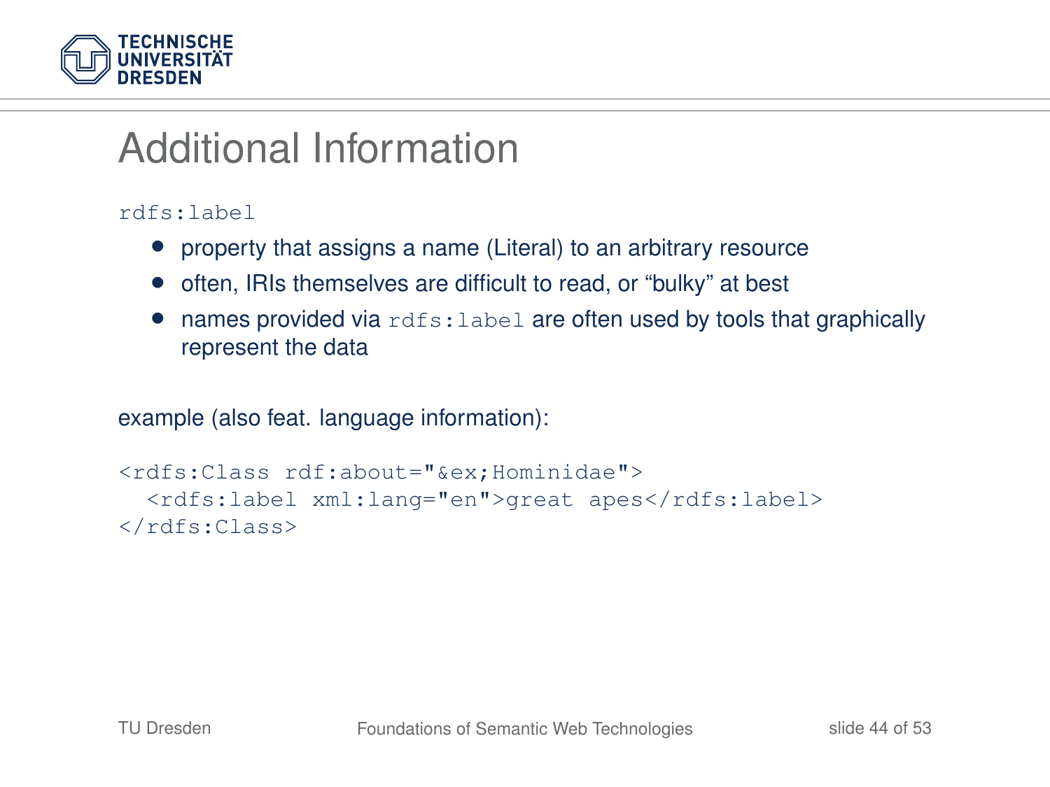# Additional Information

`rdfs:label`

- property that assigns a name (Literal) to an arbitrary resource
- often, IRIs themselves are difficult to read, or “bulky” at best
- names provided via `rdfs:label` are often used by tools that graphically represent the data

example (also feat. language information):

```
<rdfs:Class rdf:about="&ex;Hominidae">
  <rdfs:label xml:lang="en">great apes</rdfs:label>
</rdfs:Class>
```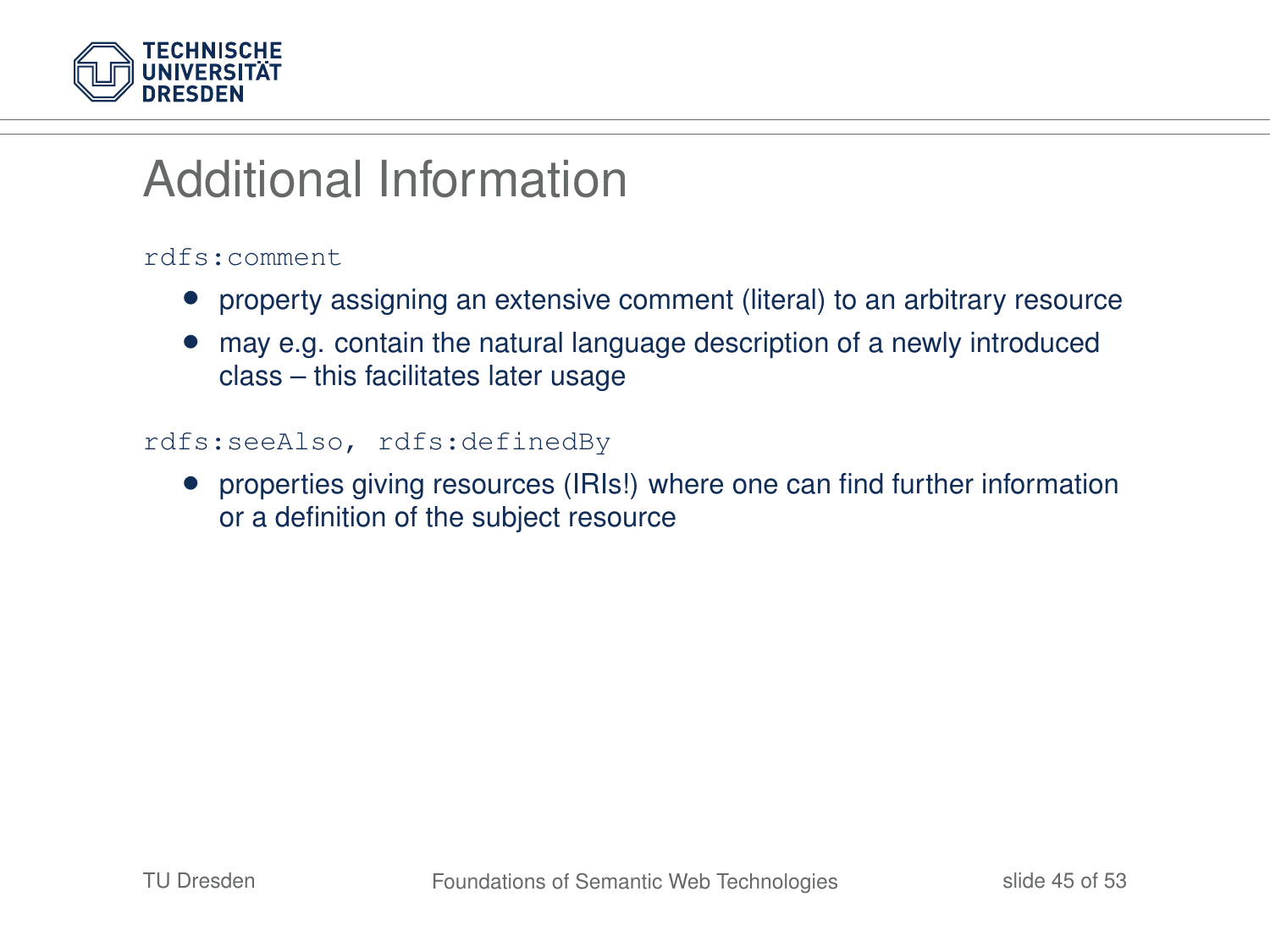# Additional Information

`rdfs:comment`

- property assigning an extensive comment (literal) to an arbitrary resource
- may e.g. contain the natural language description of a newly introduced class – this facilitates later usage

`rdfs:seeAlso, rdfs:definedBy`

- properties giving resources (IRIs!) where one can find further information or a definition of the subject resource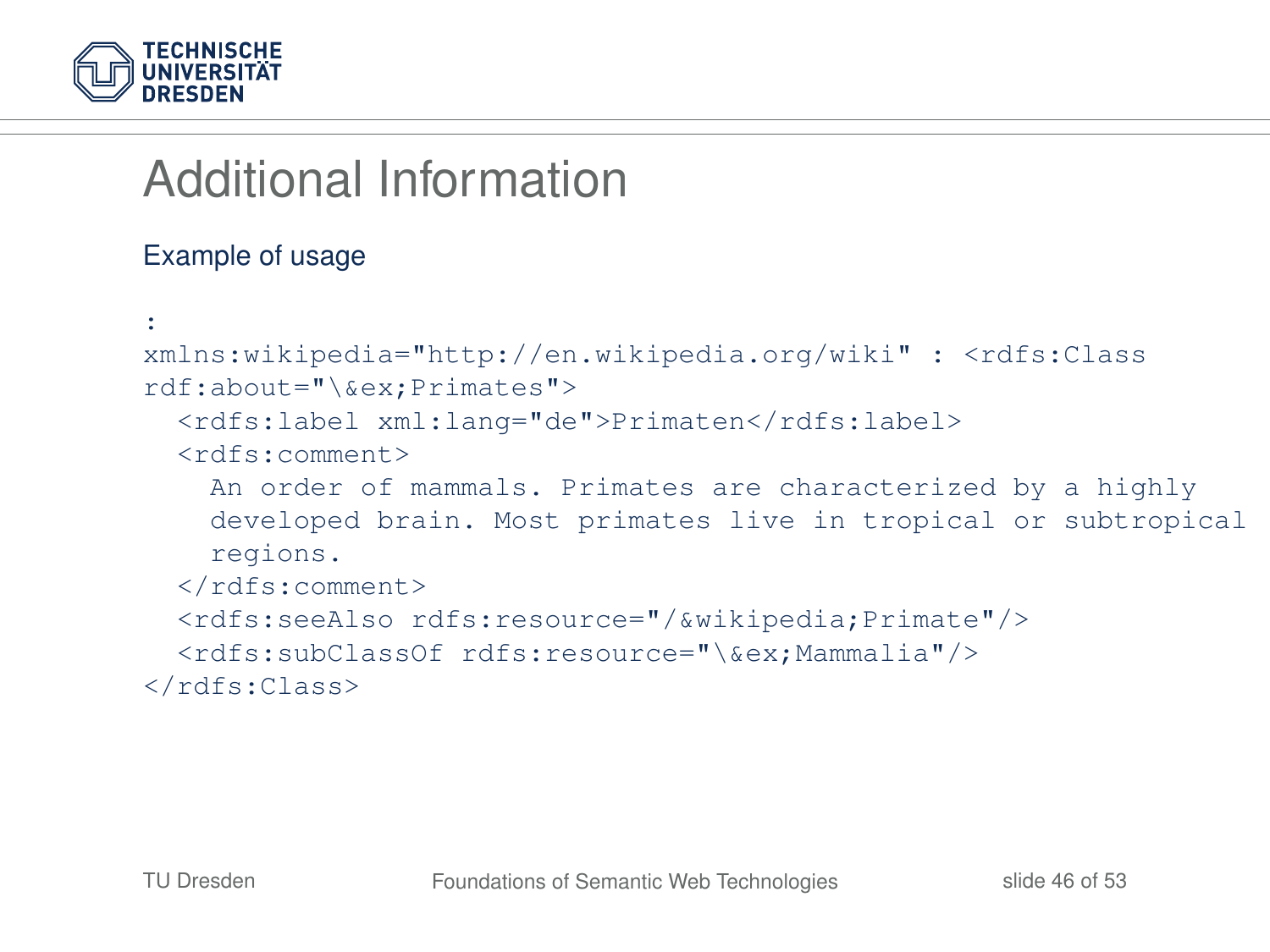# Additional Information

## Example of usage

```
:
xmlns:wikipedia="http://en.wikipedia.org/wiki" : <rdfs:Class
rdf:about="\&ex;Primates">
  <rdfs:label xml:lang="de">Primaten</rdfs:label>
  <rdfs:comment>
    An order of mammals. Primates are characterized by a highly
    developed brain. Most primates live in tropical or subtropical
    regions.
  </rdfs:comment>
  <rdfs:seeAlso rdfs:resource="/&wikipedia;Primate"/>
  <rdfs:subClassOf rdfs:resource="\&ex;Mammalia"/>
</rdfs:Class>
```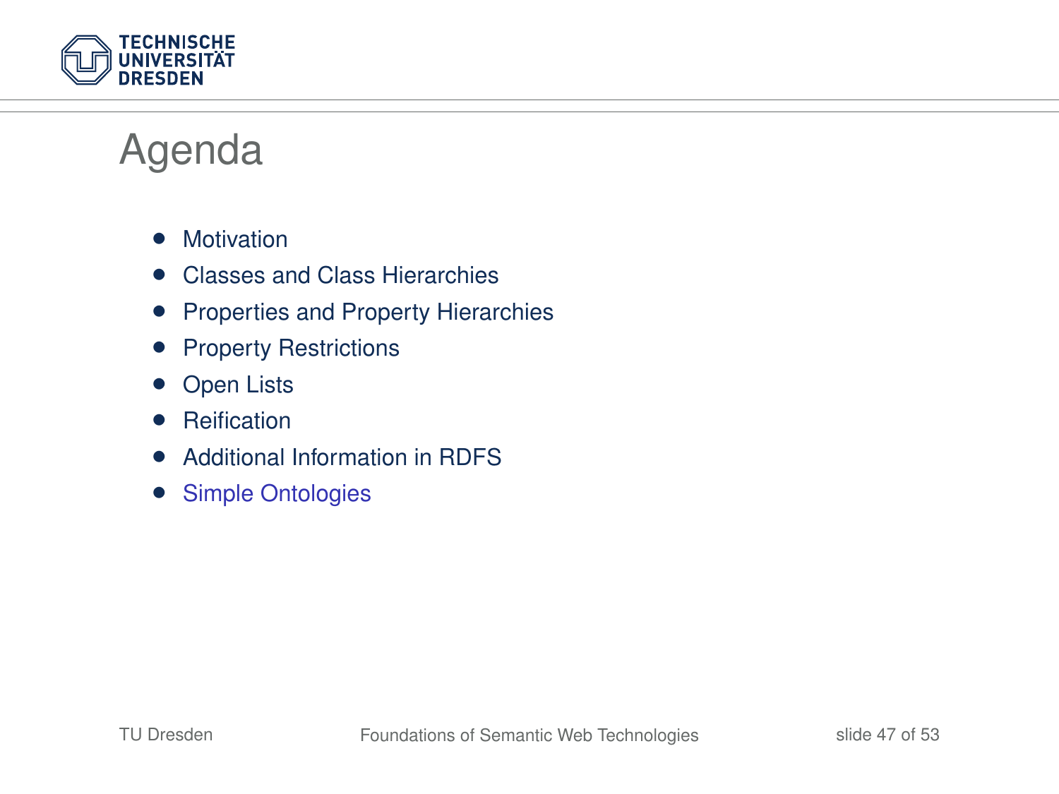# Agenda

- Motivation
- Classes and Class Hierarchies
- Properties and Property Hierarchies
- Property Restrictions
- Open Lists
- Reification
- Additional Information in RDFS
- Simple Ontologies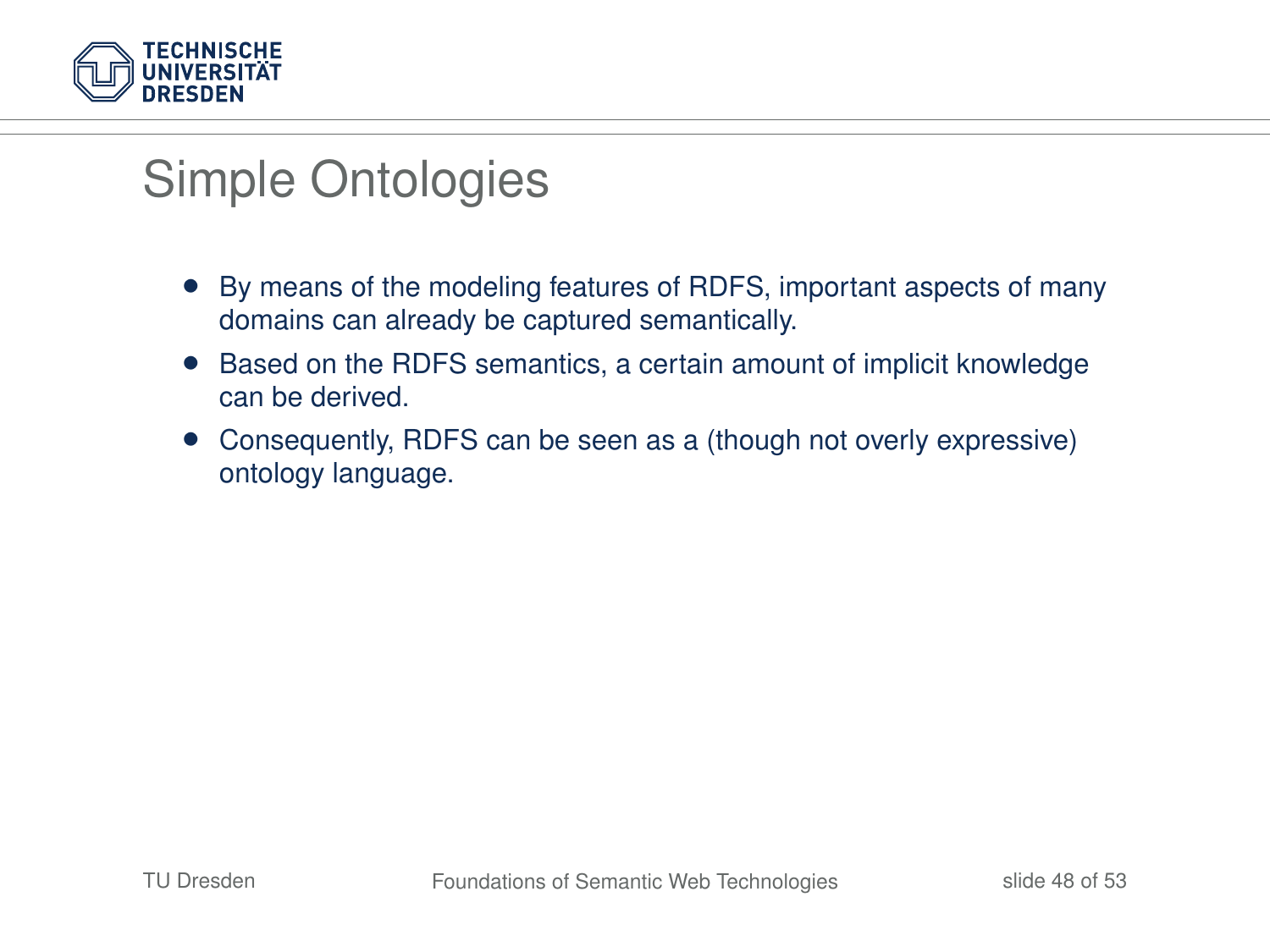# Simple Ontologies

- By means of the modeling features of RDFS, important aspects of many domains can already be captured semantically.
- Based on the RDFS semantics, a certain amount of implicit knowledge can be derived.
- Consequently, RDFS can be seen as a (though not overly expressive) ontology language.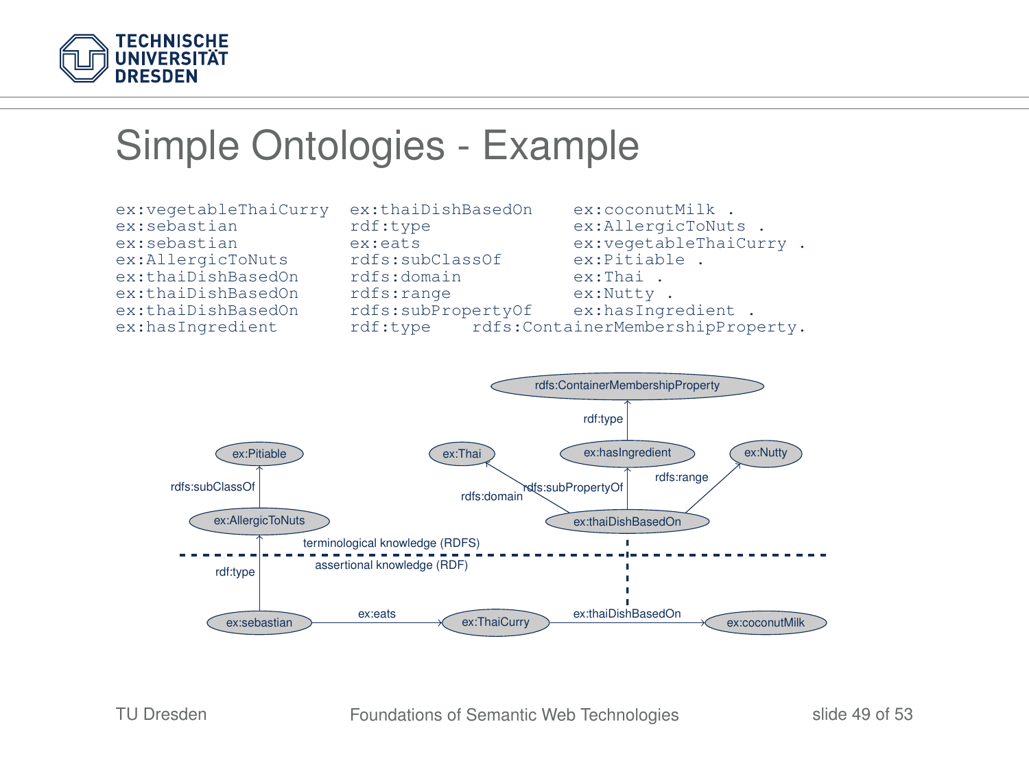# Simple Ontologies - Example

```
ex:vegetableThaiCurry  ex:thaiDishBasedOn    ex:coconutMilk .
ex:sebastian           rdf:type              ex:AllergicToNuts .
ex:sebastian           ex:eats               ex:vegetableThaiCurry .
ex:AllergicToNuts      rdfs:subClassOf       ex:Pitiable .
ex:thaiDishBasedOn     rdfs:domain           ex:Thai .
ex:thaiDishBasedOn     rdfs:range            ex:Nutty .
ex:thaiDishBasedOn     rdfs:subPropertyOf    ex:hasIngredient .
ex:hasIngredient       rdf:type    rdfs:ContainerMembershipProperty.
```

rdfs:ContainerMembershipProperty

rdf:type

ex:Pitiable ex:Thai ex:hasIngredient ex:Nutty

rdfs:subClassOf rdfs:domain rdfs:subPropertyOf rdfs:range

ex:AllergicToNuts ex:thaiDishBasedOn

terminological knowledge (RDFS)

assertional knowledge (RDF)

rdf:type

ex:sebastian ex:eats ex:ThaiCurry ex:thaiDishBasedOn ex:coconutMilk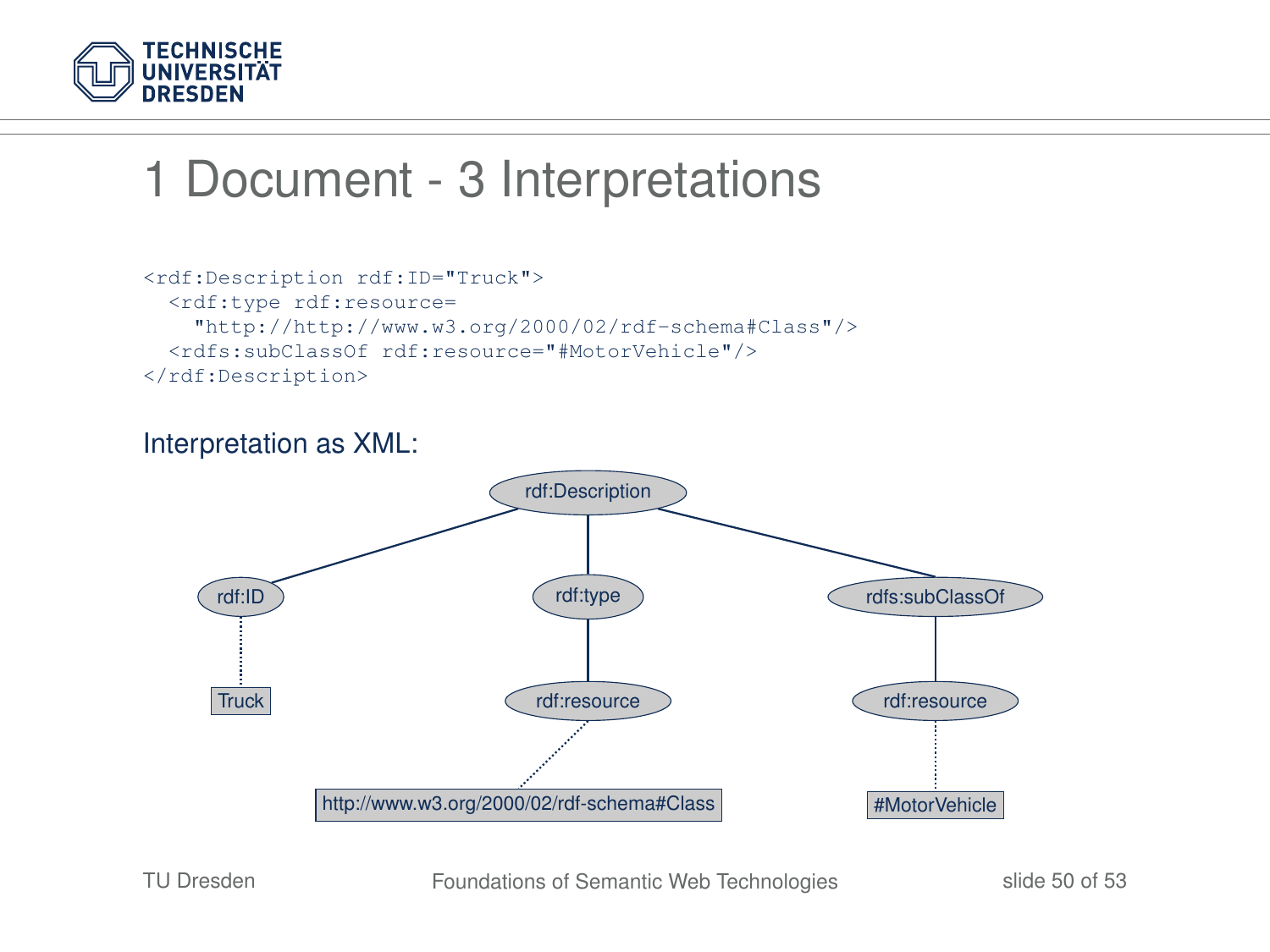# 1 Document - 3 Interpretations

```
<rdf:Description rdf:ID="Truck">
  <rdf:type rdf:resource=
    "http://http://www.w3.org/2000/02/rdf-schema#Class"/>
  <rdfs:subClassOf rdf:resource="#MotorVehicle"/>
</rdf:Description>
```

Interpretation as XML:

rdf:Description

rdf:ID

Truck

rdf:type

rdf:resource

http://www.w3.org/2000/02/rdf-schema#Class

rdfs:subClassOf

rdf:resource

#MotorVehicle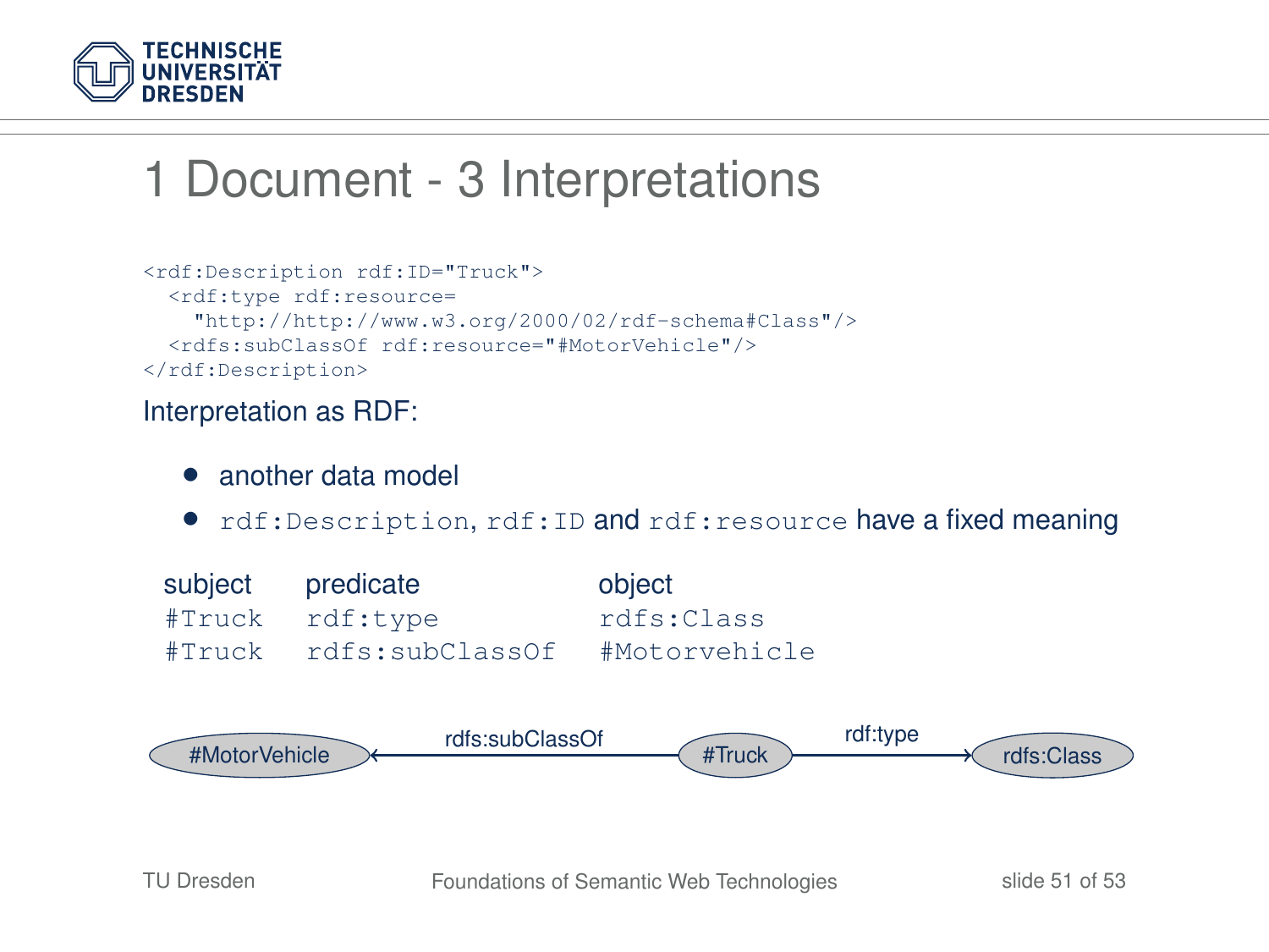# 1 Document - 3 Interpretations

```
<rdf:Description rdf:ID="Truck">
  <rdf:type rdf:resource=
    "http://http://www.w3.org/2000/02/rdf-schema#Class"/>
  <rdfs:subClassOf rdf:resource="#MotorVehicle"/>
</rdf:Description>
```

Interpretation as RDF:

- another data model
- `rdf:Description`, `rdf:ID` and `rdf:resource` have a fixed meaning

| subject | predicate | object |
|---|---|---|
| `#Truck` | `rdf:type` | `rdfs:Class` |
| `#Truck` | `rdfs:subClassOf` | `#Motorvehicle` |

#MotorVehicle ← rdfs:subClassOf — #Truck — rdf:type → rdfs:Class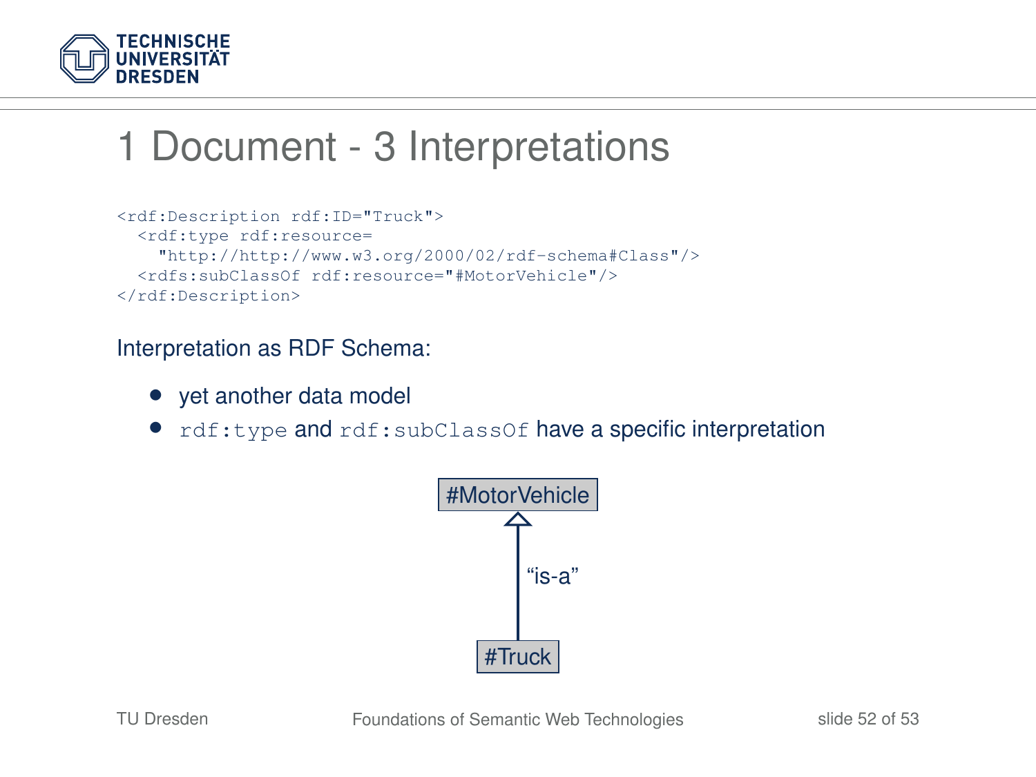# 1 Document - 3 Interpretations

```
<rdf:Description rdf:ID="Truck">
  <rdf:type rdf:resource=
    "http://http://www.w3.org/2000/02/rdf-schema#Class"/>
  <rdfs:subClassOf rdf:resource="#MotorVehicle"/>
</rdf:Description>
```

Interpretation as RDF Schema:

- yet another data model
- `rdf:type` and `rdf:subClassOf` have a specific interpretation

#MotorVehicle

"is-a"

#Truck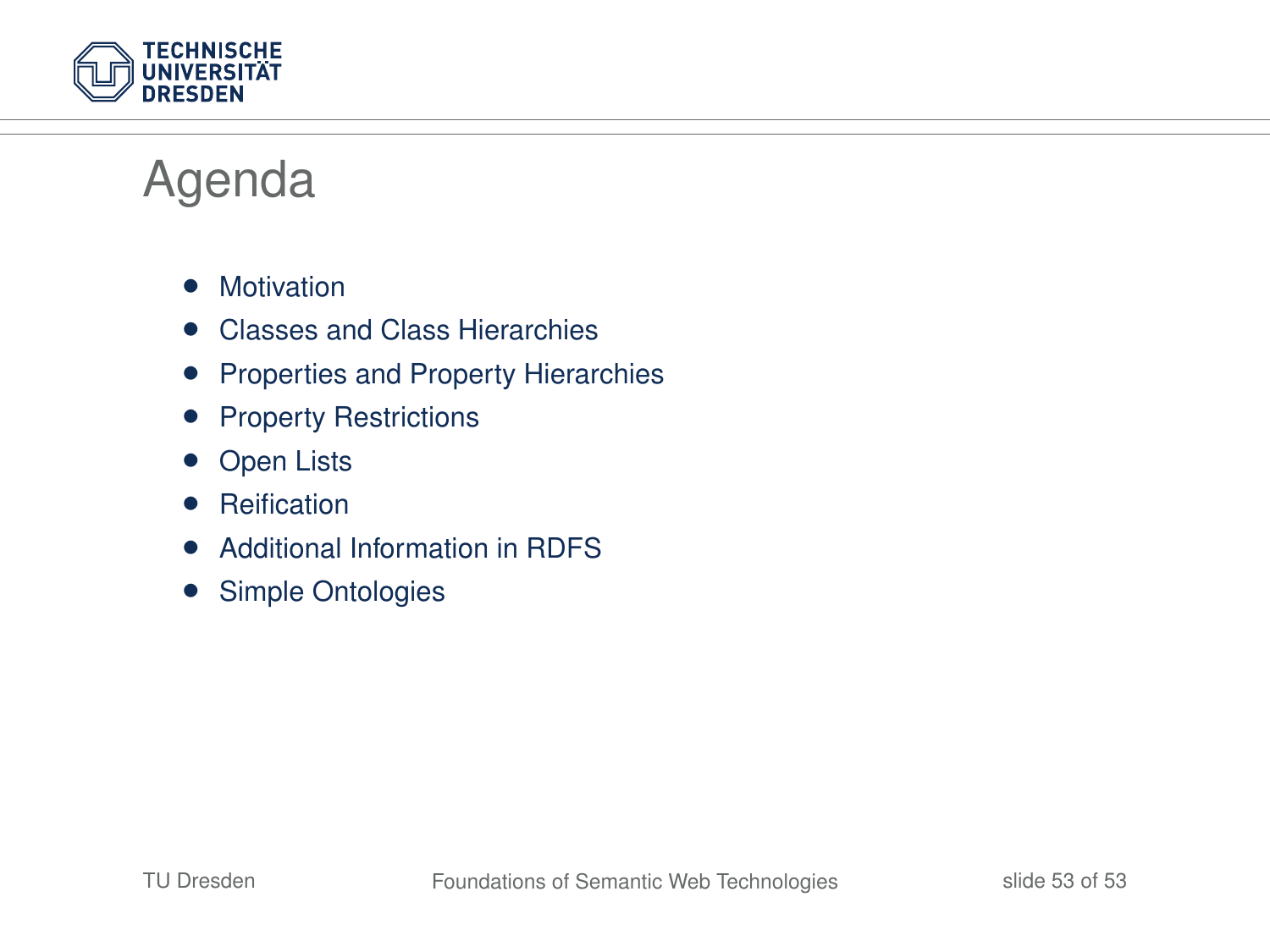# Agenda

- Motivation
- Classes and Class Hierarchies
- Properties and Property Hierarchies
- Property Restrictions
- Open Lists
- Reification
- Additional Information in RDFS
- Simple Ontologies